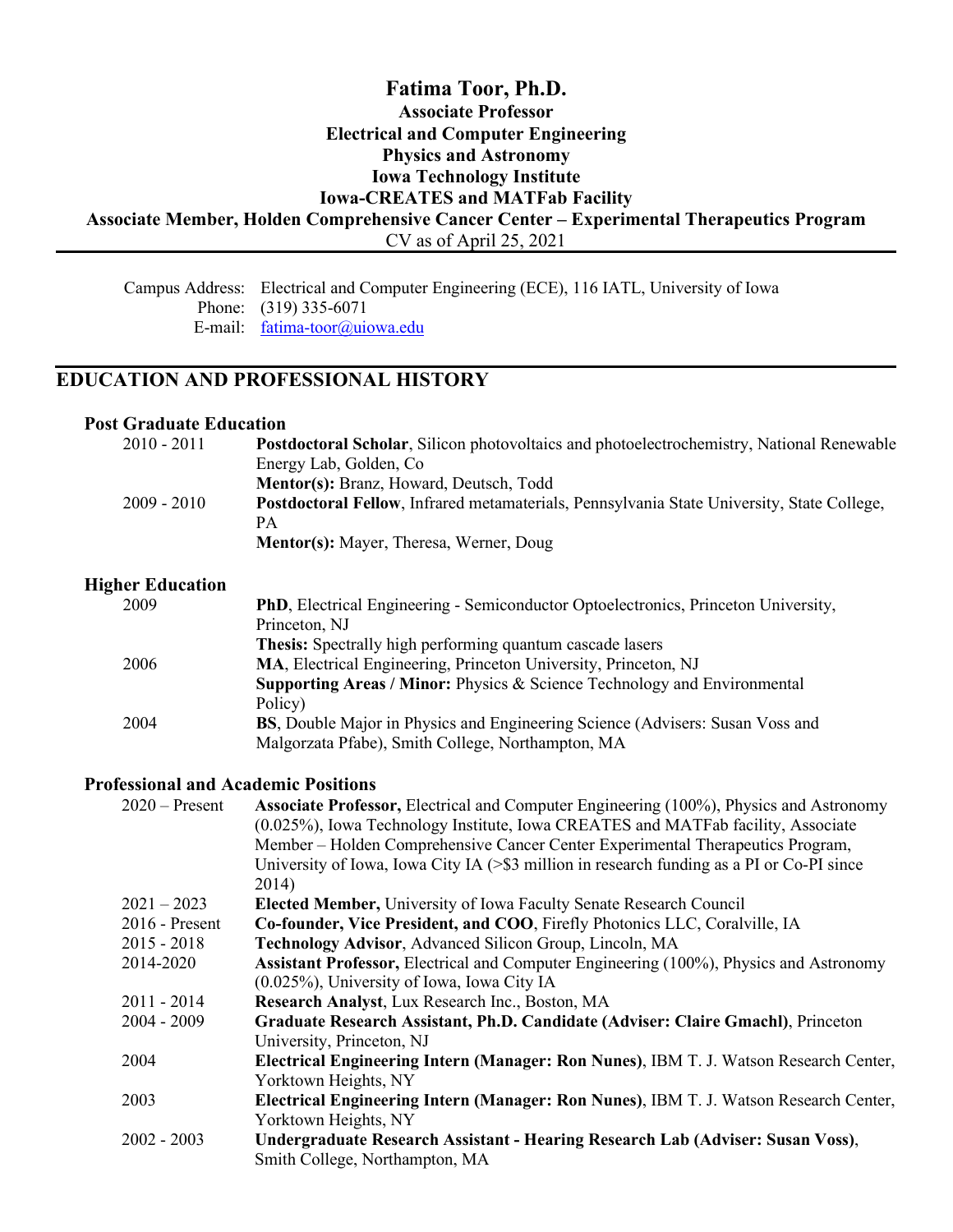# Fatima Toor, Ph.D.

**Associate Professor**
**Electrical and Computer Engineering**
**Physics and Astronomy**
**Iowa Technology Institute**
**Iowa-CREATES and MATFab Facility**
**Associate Member, Holden Comprehensive Cancer Center – Experimental Therapeutics Program**
CV as of April 25, 2021

Campus Address: Electrical and Computer Engineering (ECE), 116 IATL, University of Iowa
Phone: (319) 335-6071
E-mail: fatima-toor@uiowa.edu

## EDUCATION AND PROFESSIONAL HISTORY

### Post Graduate Education

| | |
|---|---|
| 2010 - 2011 | **Postdoctoral Scholar**, Silicon photovoltaics and photoelectrochemistry, National Renewable Energy Lab, Golden, Co<br>**Mentor(s):** Branz, Howard, Deutsch, Todd |
| 2009 - 2010 | **Postdoctoral Fellow**, Infrared metamaterials, Pennsylvania State University, State College, PA<br>**Mentor(s):** Mayer, Theresa, Werner, Doug |

### Higher Education

| | |
|---|---|
| 2009 | **PhD**, Electrical Engineering - Semiconductor Optoelectronics, Princeton University, Princeton, NJ<br>**Thesis:** Spectrally high performing quantum cascade lasers |
| 2006 | **MA**, Electrical Engineering, Princeton University, Princeton, NJ<br>**Supporting Areas / Minor:** Physics & Science Technology and Environmental Policy) |
| 2004 | **BS**, Double Major in Physics and Engineering Science (Advisers: Susan Voss and Malgorzata Pfabe), Smith College, Northampton, MA |

### Professional and Academic Positions

| | |
|---|---|
| 2020 – Present | **Associate Professor,** Electrical and Computer Engineering (100%), Physics and Astronomy (0.025%), Iowa Technology Institute, Iowa CREATES and MATFab facility, Associate Member – Holden Comprehensive Cancer Center Experimental Therapeutics Program, University of Iowa, Iowa City IA (>$3 million in research funding as a PI or Co-PI since 2014) |
| 2021 – 2023 | **Elected Member,** University of Iowa Faculty Senate Research Council |
| 2016 - Present | **Co-founder, Vice President, and COO**, Firefly Photonics LLC, Coralville, IA |
| 2015 - 2018 | **Technology Advisor**, Advanced Silicon Group, Lincoln, MA |
| 2014-2020 | **Assistant Professor,** Electrical and Computer Engineering (100%), Physics and Astronomy (0.025%), University of Iowa, Iowa City IA |
| 2011 - 2014 | **Research Analyst**, Lux Research Inc., Boston, MA |
| 2004 - 2009 | **Graduate Research Assistant, Ph.D. Candidate (Adviser: Claire Gmachl)**, Princeton University, Princeton, NJ |
| 2004 | **Electrical Engineering Intern (Manager: Ron Nunes)**, IBM T. J. Watson Research Center, Yorktown Heights, NY |
| 2003 | **Electrical Engineering Intern (Manager: Ron Nunes)**, IBM T. J. Watson Research Center, Yorktown Heights, NY |
| 2002 - 2003 | **Undergraduate Research Assistant - Hearing Research Lab (Adviser: Susan Voss)**, Smith College, Northampton, MA |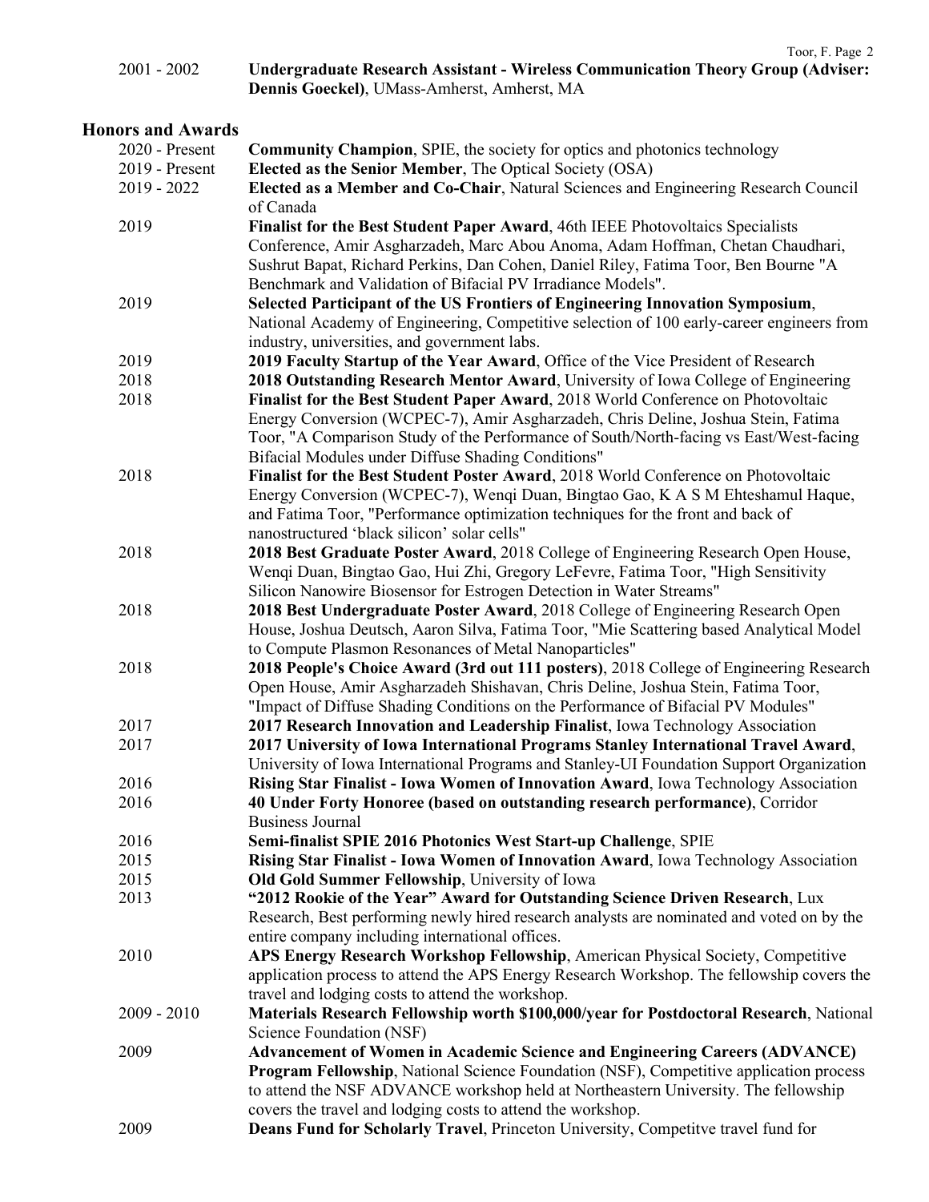2001 - 2002 **Undergraduate Research Assistant - Wireless Communication Theory Group (Adviser: Dennis Goeckel)**, UMass-Amherst, Amherst, MA

## Honors and Awards

2020 - Present **Community Champion**, SPIE, the society for optics and photonics technology

2019 - Present **Elected as the Senior Member**, The Optical Society (OSA)

2019 - 2022 **Elected as a Member and Co-Chair**, Natural Sciences and Engineering Research Council of Canada

2019 **Finalist for the Best Student Paper Award**, 46th IEEE Photovoltaics Specialists Conference, Amir Asgharzadeh, Marc Abou Anoma, Adam Hoffman, Chetan Chaudhari, Sushrut Bapat, Richard Perkins, Dan Cohen, Daniel Riley, Fatima Toor, Ben Bourne "A Benchmark and Validation of Bifacial PV Irradiance Models".

2019 **Selected Participant of the US Frontiers of Engineering Innovation Symposium**, National Academy of Engineering, Competitive selection of 100 early-career engineers from industry, universities, and government labs.

2019 **2019 Faculty Startup of the Year Award**, Office of the Vice President of Research

2018 **2018 Outstanding Research Mentor Award**, University of Iowa College of Engineering

2018 **Finalist for the Best Student Paper Award**, 2018 World Conference on Photovoltaic Energy Conversion (WCPEC-7), Amir Asgharzadeh, Chris Deline, Joshua Stein, Fatima Toor, "A Comparison Study of the Performance of South/North-facing vs East/West-facing Bifacial Modules under Diffuse Shading Conditions"

2018 **Finalist for the Best Student Poster Award**, 2018 World Conference on Photovoltaic Energy Conversion (WCPEC-7), Wenqi Duan, Bingtao Gao, K A S M Ehteshamul Haque, and Fatima Toor, "Performance optimization techniques for the front and back of nanostructured 'black silicon' solar cells"

2018 **2018 Best Graduate Poster Award**, 2018 College of Engineering Research Open House, Wenqi Duan, Bingtao Gao, Hui Zhi, Gregory LeFevre, Fatima Toor, "High Sensitivity Silicon Nanowire Biosensor for Estrogen Detection in Water Streams"

2018 **2018 Best Undergraduate Poster Award**, 2018 College of Engineering Research Open House, Joshua Deutsch, Aaron Silva, Fatima Toor, "Mie Scattering based Analytical Model to Compute Plasmon Resonances of Metal Nanoparticles"

2018 **2018 People's Choice Award (3rd out 111 posters)**, 2018 College of Engineering Research Open House, Amir Asgharzadeh Shishavan, Chris Deline, Joshua Stein, Fatima Toor, "Impact of Diffuse Shading Conditions on the Performance of Bifacial PV Modules"

2017 **2017 Research Innovation and Leadership Finalist**, Iowa Technology Association

2017 **2017 University of Iowa International Programs Stanley International Travel Award**, University of Iowa International Programs and Stanley-UI Foundation Support Organization

2016 **Rising Star Finalist - Iowa Women of Innovation Award**, Iowa Technology Association

2016 **40 Under Forty Honoree (based on outstanding research performance)**, Corridor Business Journal

2016 **Semi-finalist SPIE 2016 Photonics West Start-up Challenge**, SPIE

2015 **Rising Star Finalist - Iowa Women of Innovation Award**, Iowa Technology Association

2015 **Old Gold Summer Fellowship**, University of Iowa

2013 **"2012 Rookie of the Year" Award for Outstanding Science Driven Research**, Lux Research, Best performing newly hired research analysts are nominated and voted on by the entire company including international offices.

2010 **APS Energy Research Workshop Fellowship**, American Physical Society, Competitive application process to attend the APS Energy Research Workshop. The fellowship covers the travel and lodging costs to attend the workshop.

2009 - 2010 **Materials Research Fellowship worth $100,000/year for Postdoctoral Research**, National Science Foundation (NSF)

2009 **Advancement of Women in Academic Science and Engineering Careers (ADVANCE) Program Fellowship**, National Science Foundation (NSF), Competitive application process to attend the NSF ADVANCE workshop held at Northeastern University. The fellowship covers the travel and lodging costs to attend the workshop.

2009 **Deans Fund for Scholarly Travel**, Princeton University, Competitve travel fund for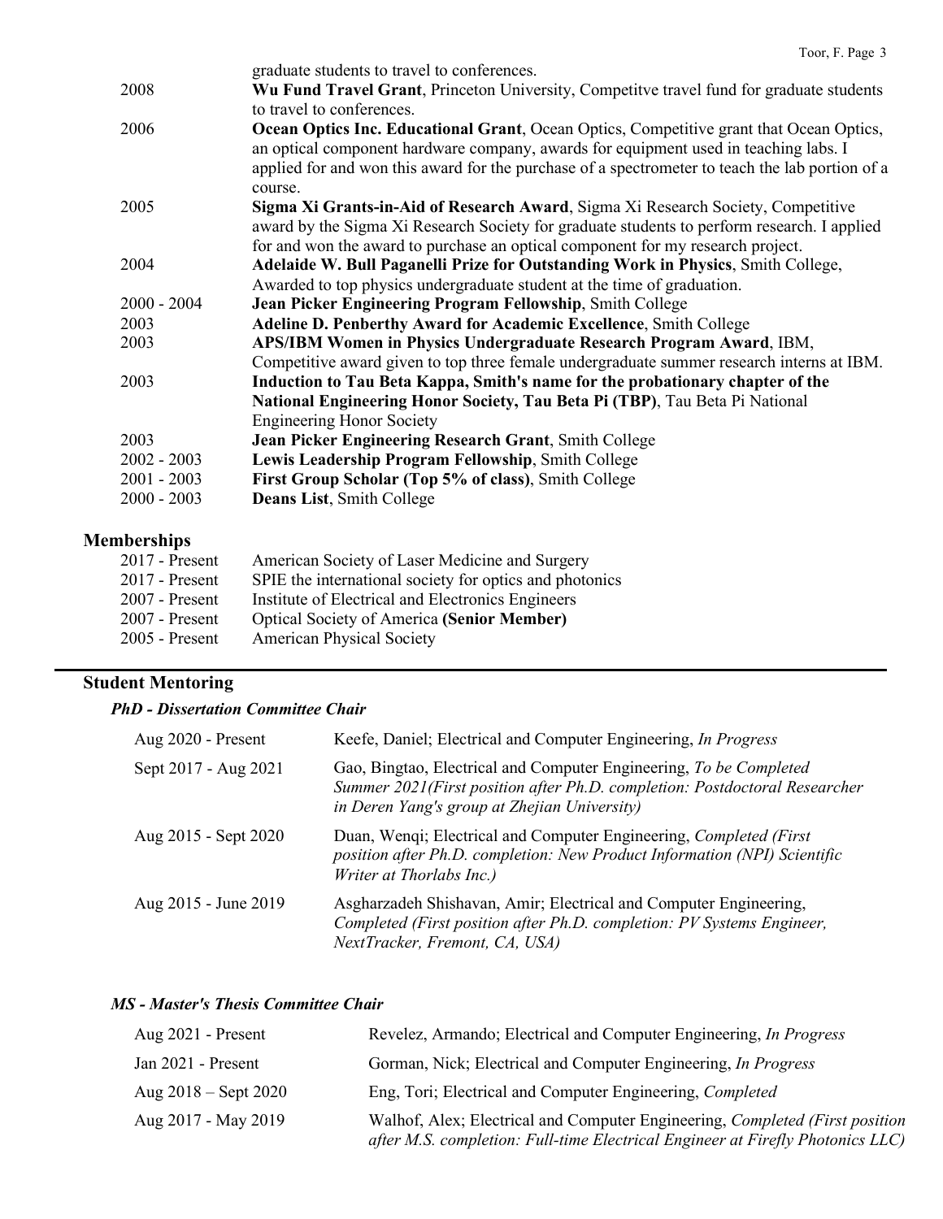| | |
|---|---|
| | graduate students to travel to conferences. |
| 2008 | **Wu Fund Travel Grant**, Princeton University, Competitve travel fund for graduate students to travel to conferences. |
| 2006 | **Ocean Optics Inc. Educational Grant**, Ocean Optics, Competitive grant that Ocean Optics, an optical component hardware company, awards for equipment used in teaching labs. I applied for and won this award for the purchase of a spectrometer to teach the lab portion of a course. |
| 2005 | **Sigma Xi Grants-in-Aid of Research Award**, Sigma Xi Research Society, Competitive award by the Sigma Xi Research Society for graduate students to perform research. I applied for and won the award to purchase an optical component for my research project. |
| 2004 | **Adelaide W. Bull Paganelli Prize for Outstanding Work in Physics**, Smith College, Awarded to top physics undergraduate student at the time of graduation. |
| 2000 - 2004 | **Jean Picker Engineering Program Fellowship**, Smith College |
| 2003 | **Adeline D. Penberthy Award for Academic Excellence**, Smith College |
| 2003 | **APS/IBM Women in Physics Undergraduate Research Program Award**, IBM, Competitive award given to top three female undergraduate summer research interns at IBM. |
| 2003 | **Induction to Tau Beta Kappa, Smith's name for the probationary chapter of the National Engineering Honor Society, Tau Beta Pi (TBP)**, Tau Beta Pi National Engineering Honor Society |
| 2003 | **Jean Picker Engineering Research Grant**, Smith College |
| 2002 - 2003 | **Lewis Leadership Program Fellowship**, Smith College |
| 2001 - 2003 | **First Group Scholar (Top 5% of class)**, Smith College |
| 2000 - 2003 | **Deans List**, Smith College |

## Memberships

| | |
|---|---|
| 2017 - Present | American Society of Laser Medicine and Surgery |
| 2017 - Present | SPIE the international society for optics and photonics |
| 2007 - Present | Institute of Electrical and Electronics Engineers |
| 2007 - Present | Optical Society of America **(Senior Member)** |
| 2005 - Present | American Physical Society |

## Student Mentoring

### *PhD - Dissertation Committee Chair*

| | |
|---|---|
| Aug 2020 - Present | Keefe, Daniel; Electrical and Computer Engineering, *In Progress* |
| Sept 2017 - Aug 2021 | Gao, Bingtao, Electrical and Computer Engineering, *To be Completed Summer 2021(First position after Ph.D. completion: Postdoctoral Researcher in Deren Yang's group at Zhejian University)* |
| Aug 2015 - Sept 2020 | Duan, Wenqi; Electrical and Computer Engineering, *Completed (First position after Ph.D. completion: New Product Information (NPI) Scientific Writer at Thorlabs Inc.)* |
| Aug 2015 - June 2019 | Asgharzadeh Shishavan, Amir; Electrical and Computer Engineering, *Completed (First position after Ph.D. completion: PV Systems Engineer, NextTracker, Fremont, CA, USA)* |

### *MS - Master's Thesis Committee Chair*

| | |
|---|---|
| Aug 2021 - Present | Revelez, Armando; Electrical and Computer Engineering, *In Progress* |
| Jan 2021 - Present | Gorman, Nick; Electrical and Computer Engineering, *In Progress* |
| Aug 2018 – Sept 2020 | Eng, Tori; Electrical and Computer Engineering, *Completed* |
| Aug 2017 - May 2019 | Walhof, Alex; Electrical and Computer Engineering, *Completed (First position after M.S. completion: Full-time Electrical Engineer at Firefly Photonics LLC)* |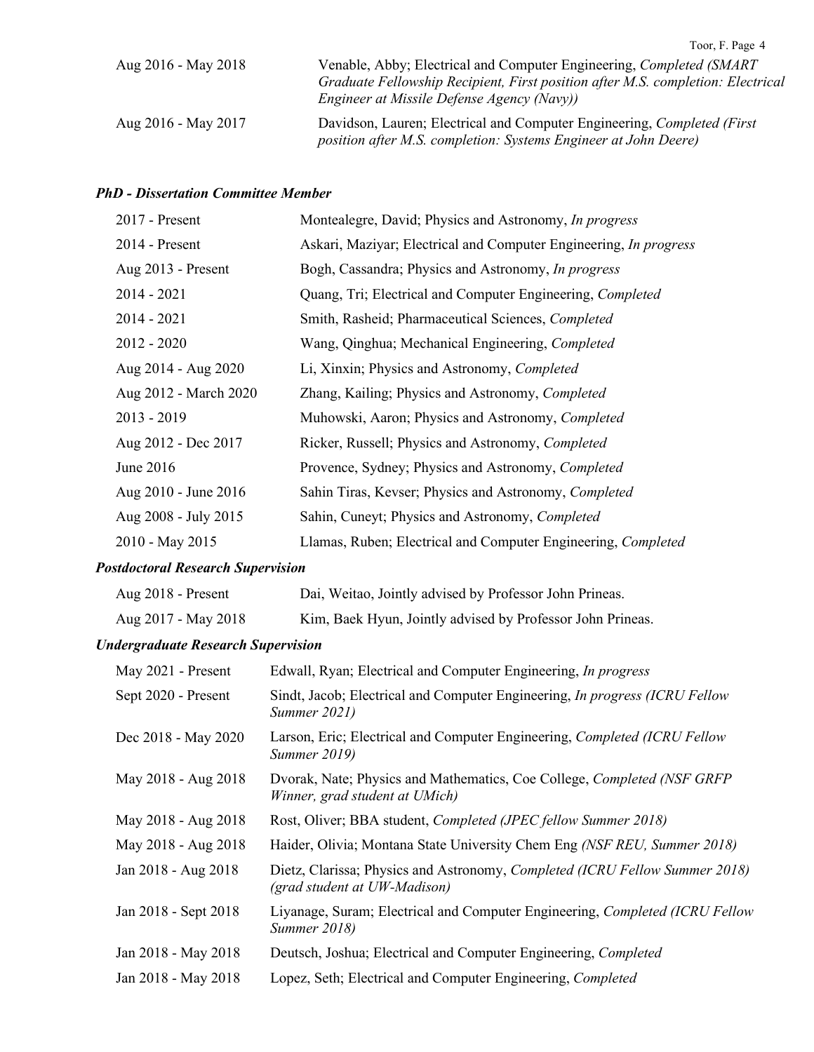| | |
|---|---|
| Aug 2016 - May 2018 | Venable, Abby; Electrical and Computer Engineering, *Completed (SMART Graduate Fellowship Recipient, First position after M.S. completion: Electrical Engineer at Missile Defense Agency (Navy))* |
| Aug 2016 - May 2017 | Davidson, Lauren; Electrical and Computer Engineering, *Completed (First position after M.S. completion: Systems Engineer at John Deere)* |

### *PhD - Dissertation Committee Member*

| | |
|---|---|
| 2017 - Present | Montealegre, David; Physics and Astronomy, *In progress* |
| 2014 - Present | Askari, Maziyar; Electrical and Computer Engineering, *In progress* |
| Aug 2013 - Present | Bogh, Cassandra; Physics and Astronomy, *In progress* |
| 2014 - 2021 | Quang, Tri; Electrical and Computer Engineering, *Completed* |
| 2014 - 2021 | Smith, Rasheid; Pharmaceutical Sciences, *Completed* |
| 2012 - 2020 | Wang, Qinghua; Mechanical Engineering, *Completed* |
| Aug 2014 - Aug 2020 | Li, Xinxin; Physics and Astronomy, *Completed* |
| Aug 2012 - March 2020 | Zhang, Kailing; Physics and Astronomy, *Completed* |
| 2013 - 2019 | Muhowski, Aaron; Physics and Astronomy, *Completed* |
| Aug 2012 - Dec 2017 | Ricker, Russell; Physics and Astronomy, *Completed* |
| June 2016 | Provence, Sydney; Physics and Astronomy, *Completed* |
| Aug 2010 - June 2016 | Sahin Tiras, Kevser; Physics and Astronomy, *Completed* |
| Aug 2008 - July 2015 | Sahin, Cuneyt; Physics and Astronomy, *Completed* |
| 2010 - May 2015 | Llamas, Ruben; Electrical and Computer Engineering, *Completed* |

### *Postdoctoral Research Supervision*

| | |
|---|---|
| Aug 2018 - Present | Dai, Weitao, Jointly advised by Professor John Prineas. |
| Aug 2017 - May 2018 | Kim, Baek Hyun, Jointly advised by Professor John Prineas. |

### *Undergraduate Research Supervision*

| | |
|---|---|
| May 2021 - Present | Edwall, Ryan; Electrical and Computer Engineering, *In progress* |
| Sept 2020 - Present | Sindt, Jacob; Electrical and Computer Engineering, *In progress (ICRU Fellow Summer 2021)* |
| Dec 2018 - May 2020 | Larson, Eric; Electrical and Computer Engineering, *Completed (ICRU Fellow Summer 2019)* |
| May 2018 - Aug 2018 | Dvorak, Nate; Physics and Mathematics, Coe College, *Completed (NSF GRFP Winner, grad student at UMich)* |
| May 2018 - Aug 2018 | Rost, Oliver; BBA student, *Completed (JPEC fellow Summer 2018)* |
| May 2018 - Aug 2018 | Haider, Olivia; Montana State University Chem Eng *(NSF REU, Summer 2018)* |
| Jan 2018 - Aug 2018 | Dietz, Clarissa; Physics and Astronomy, *Completed (ICRU Fellow Summer 2018) (grad student at UW-Madison)* |
| Jan 2018 - Sept 2018 | Liyanage, Suram; Electrical and Computer Engineering, *Completed (ICRU Fellow Summer 2018)* |
| Jan 2018 - May 2018 | Deutsch, Joshua; Electrical and Computer Engineering, *Completed* |
| Jan 2018 - May 2018 | Lopez, Seth; Electrical and Computer Engineering, *Completed* |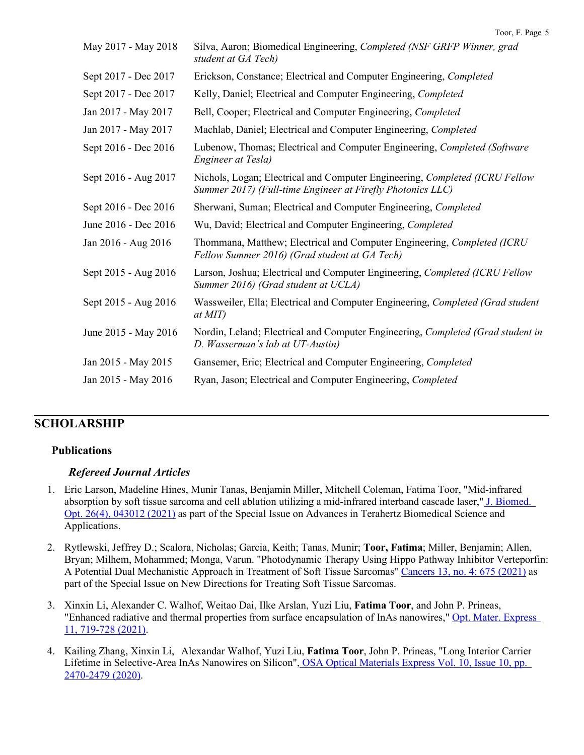| | |
|---|---|
| May 2017 - May 2018 | Silva, Aaron; Biomedical Engineering, *Completed (NSF GRFP Winner, grad student at GA Tech)* |
| Sept 2017 - Dec 2017 | Erickson, Constance; Electrical and Computer Engineering, *Completed* |
| Sept 2017 - Dec 2017 | Kelly, Daniel; Electrical and Computer Engineering, *Completed* |
| Jan 2017 - May 2017 | Bell, Cooper; Electrical and Computer Engineering, *Completed* |
| Jan 2017 - May 2017 | Machlab, Daniel; Electrical and Computer Engineering, *Completed* |
| Sept 2016 - Dec 2016 | Lubenow, Thomas; Electrical and Computer Engineering, *Completed (Software Engineer at Tesla)* |
| Sept 2016 - Aug 2017 | Nichols, Logan; Electrical and Computer Engineering, *Completed (ICRU Fellow Summer 2017) (Full-time Engineer at Firefly Photonics LLC)* |
| Sept 2016 - Dec 2016 | Sherwani, Suman; Electrical and Computer Engineering, *Completed* |
| June 2016 - Dec 2016 | Wu, David; Electrical and Computer Engineering, *Completed* |
| Jan 2016 - Aug 2016 | Thommana, Matthew; Electrical and Computer Engineering, *Completed (ICRU Fellow Summer 2016) (Grad student at GA Tech)* |
| Sept 2015 - Aug 2016 | Larson, Joshua; Electrical and Computer Engineering, *Completed (ICRU Fellow Summer 2016) (Grad student at UCLA)* |
| Sept 2015 - Aug 2016 | Wassweiler, Ella; Electrical and Computer Engineering, *Completed (Grad student at MIT)* |
| June 2015 - May 2016 | Nordin, Leland; Electrical and Computer Engineering, *Completed (Grad student in D. Wasserman's lab at UT-Austin)* |
| Jan 2015 - May 2015 | Gansemer, Eric; Electrical and Computer Engineering, *Completed* |
| Jan 2015 - May 2016 | Ryan, Jason; Electrical and Computer Engineering, *Completed* |

## SCHOLARSHIP

### Publications

#### *Refereed Journal Articles*

1. Eric Larson, Madeline Hines, Munir Tanas, Benjamin Miller, Mitchell Coleman, Fatima Toor, "Mid-infrared absorption by soft tissue sarcoma and cell ablation utilizing a mid-infrared interband cascade laser," J. Biomed. Opt. 26(4), 043012 (2021) as part of the Special Issue on Advances in Terahertz Biomedical Science and Applications.

2. Rytlewski, Jeffrey D.; Scalora, Nicholas; Garcia, Keith; Tanas, Munir; **Toor, Fatima**; Miller, Benjamin; Allen, Bryan; Milhem, Mohammed; Monga, Varun. "Photodynamic Therapy Using Hippo Pathway Inhibitor Verteporfin: A Potential Dual Mechanistic Approach in Treatment of Soft Tissue Sarcomas" Cancers 13, no. 4: 675 (2021) as part of the Special Issue on New Directions for Treating Soft Tissue Sarcomas.

3. Xinxin Li, Alexander C. Walhof, Weitao Dai, Ilke Arslan, Yuzi Liu, **Fatima Toor**, and John P. Prineas, "Enhanced radiative and thermal properties from surface encapsulation of InAs nanowires," Opt. Mater. Express 11, 719-728 (2021).

4. Kailing Zhang, Xinxin Li, Alexandar Walhof, Yuzi Liu, **Fatima Toor**, John P. Prineas, "Long Interior Carrier Lifetime in Selective-Area InAs Nanowires on Silicon", OSA Optical Materials Express Vol. 10, Issue 10, pp. 2470-2479 (2020).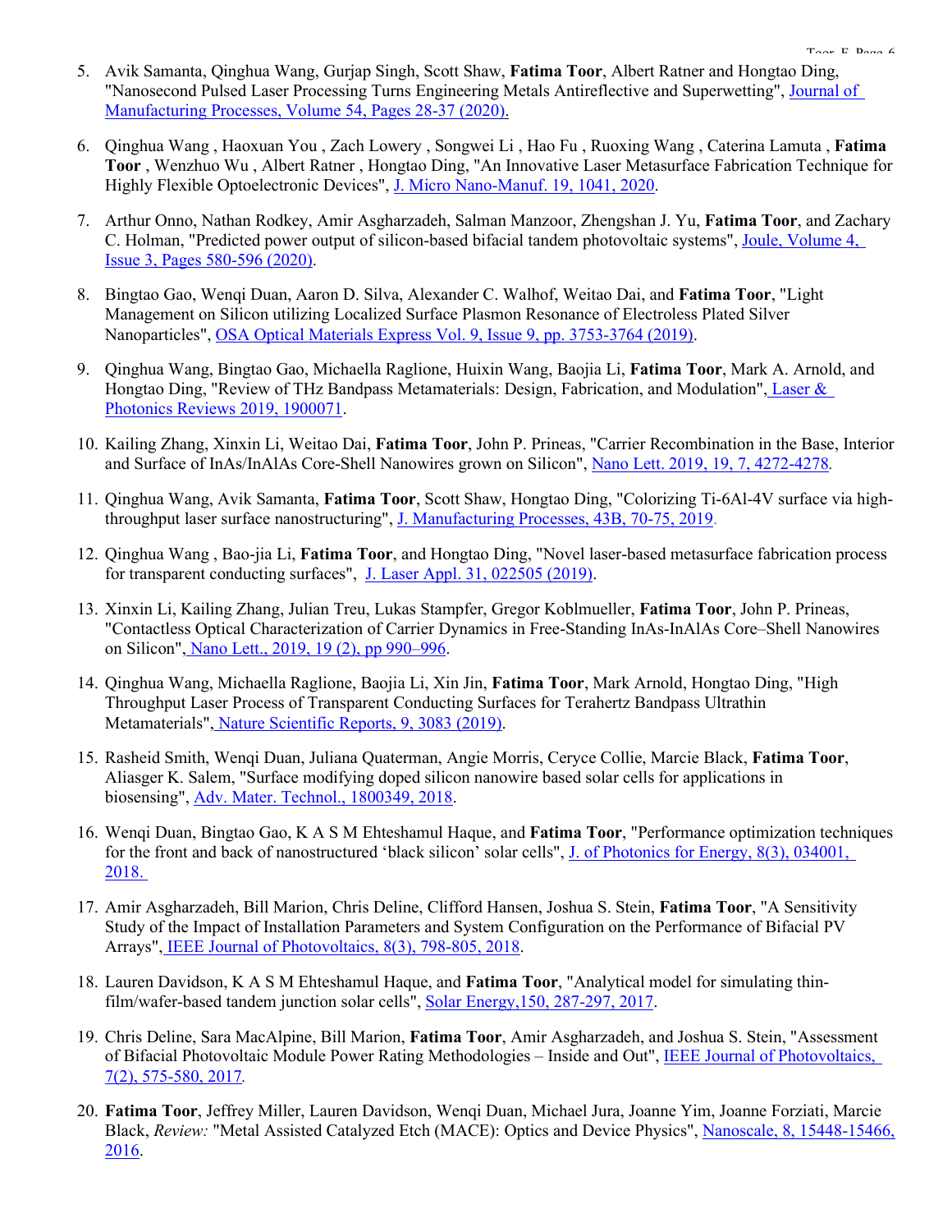5. Avik Samanta, Qinghua Wang, Gurjap Singh, Scott Shaw, **Fatima Toor**, Albert Ratner and Hongtao Ding, "Nanosecond Pulsed Laser Processing Turns Engineering Metals Antireflective and Superwetting", Journal of Manufacturing Processes, Volume 54, Pages 28-37 (2020).

6. Qinghua Wang , Haoxuan You , Zach Lowery , Songwei Li , Hao Fu , Ruoxing Wang , Caterina Lamuta , **Fatima Toor** , Wenzhuo Wu , Albert Ratner , Hongtao Ding, "An Innovative Laser Metasurface Fabrication Technique for Highly Flexible Optoelectronic Devices", J. Micro Nano-Manuf. 19, 1041, 2020.

7. Arthur Onno, Nathan Rodkey, Amir Asgharzadeh, Salman Manzoor, Zhengshan J. Yu, **Fatima Toor**, and Zachary C. Holman, "Predicted power output of silicon-based bifacial tandem photovoltaic systems", Joule, Volume 4, Issue 3, Pages 580-596 (2020).

8. Bingtao Gao, Wenqi Duan, Aaron D. Silva, Alexander C. Walhof, Weitao Dai, and **Fatima Toor**, "Light Management on Silicon utilizing Localized Surface Plasmon Resonance of Electroless Plated Silver Nanoparticles", OSA Optical Materials Express Vol. 9, Issue 9, pp. 3753-3764 (2019).

9. Qinghua Wang, Bingtao Gao, Michaella Raglione, Huixin Wang, Baojia Li, **Fatima Toor**, Mark A. Arnold, and Hongtao Ding, "Review of THz Bandpass Metamaterials: Design, Fabrication, and Modulation", Laser & Photonics Reviews 2019, 1900071.

10. Kailing Zhang, Xinxin Li, Weitao Dai, **Fatima Toor**, John P. Prineas, "Carrier Recombination in the Base, Interior and Surface of InAs/InAlAs Core-Shell Nanowires grown on Silicon", Nano Lett. 2019, 19, 7, 4272-4278.

11. Qinghua Wang, Avik Samanta, **Fatima Toor**, Scott Shaw, Hongtao Ding, "Colorizing Ti-6Al-4V surface via high-throughput laser surface nanostructuring", J. Manufacturing Processes, 43B, 70-75, 2019.

12. Qinghua Wang , Bao-jia Li, **Fatima Toor**, and Hongtao Ding, "Novel laser-based metasurface fabrication process for transparent conducting surfaces", J. Laser Appl. 31, 022505 (2019).

13. Xinxin Li, Kailing Zhang, Julian Treu, Lukas Stampfer, Gregor Koblmueller, **Fatima Toor**, John P. Prineas, "Contactless Optical Characterization of Carrier Dynamics in Free-Standing InAs-InAlAs Core–Shell Nanowires on Silicon", Nano Lett., 2019, 19 (2), pp 990–996.

14. Qinghua Wang, Michaella Raglione, Baojia Li, Xin Jin, **Fatima Toor**, Mark Arnold, Hongtao Ding, "High Throughput Laser Process of Transparent Conducting Surfaces for Terahertz Bandpass Ultrathin Metamaterials", Nature Scientific Reports, 9, 3083 (2019).

15. Rasheid Smith, Wenqi Duan, Juliana Quaterman, Angie Morris, Ceryce Collie, Marcie Black, **Fatima Toor**, Aliasger K. Salem, "Surface modifying doped silicon nanowire based solar cells for applications in biosensing", Adv. Mater. Technol., 1800349, 2018.

16. Wenqi Duan, Bingtao Gao, K A S M Ehteshamul Haque, and **Fatima Toor**, "Performance optimization techniques for the front and back of nanostructured 'black silicon' solar cells", J. of Photonics for Energy, 8(3), 034001, 2018.

17. Amir Asgharzadeh, Bill Marion, Chris Deline, Clifford Hansen, Joshua S. Stein, **Fatima Toor**, "A Sensitivity Study of the Impact of Installation Parameters and System Configuration on the Performance of Bifacial PV Arrays", IEEE Journal of Photovoltaics, 8(3), 798-805, 2018.

18. Lauren Davidson, K A S M Ehteshamul Haque, and **Fatima Toor**, "Analytical model for simulating thin-film/wafer-based tandem junction solar cells", Solar Energy,150, 287-297, 2017.

19. Chris Deline, Sara MacAlpine, Bill Marion, **Fatima Toor**, Amir Asgharzadeh, and Joshua S. Stein, "Assessment of Bifacial Photovoltaic Module Power Rating Methodologies – Inside and Out", IEEE Journal of Photovoltaics, 7(2), 575-580, 2017.

20. **Fatima Toor**, Jeffrey Miller, Lauren Davidson, Wenqi Duan, Michael Jura, Joanne Yim, Joanne Forziati, Marcie Black, *Review:* "Metal Assisted Catalyzed Etch (MACE): Optics and Device Physics", Nanoscale, 8, 15448-15466, 2016.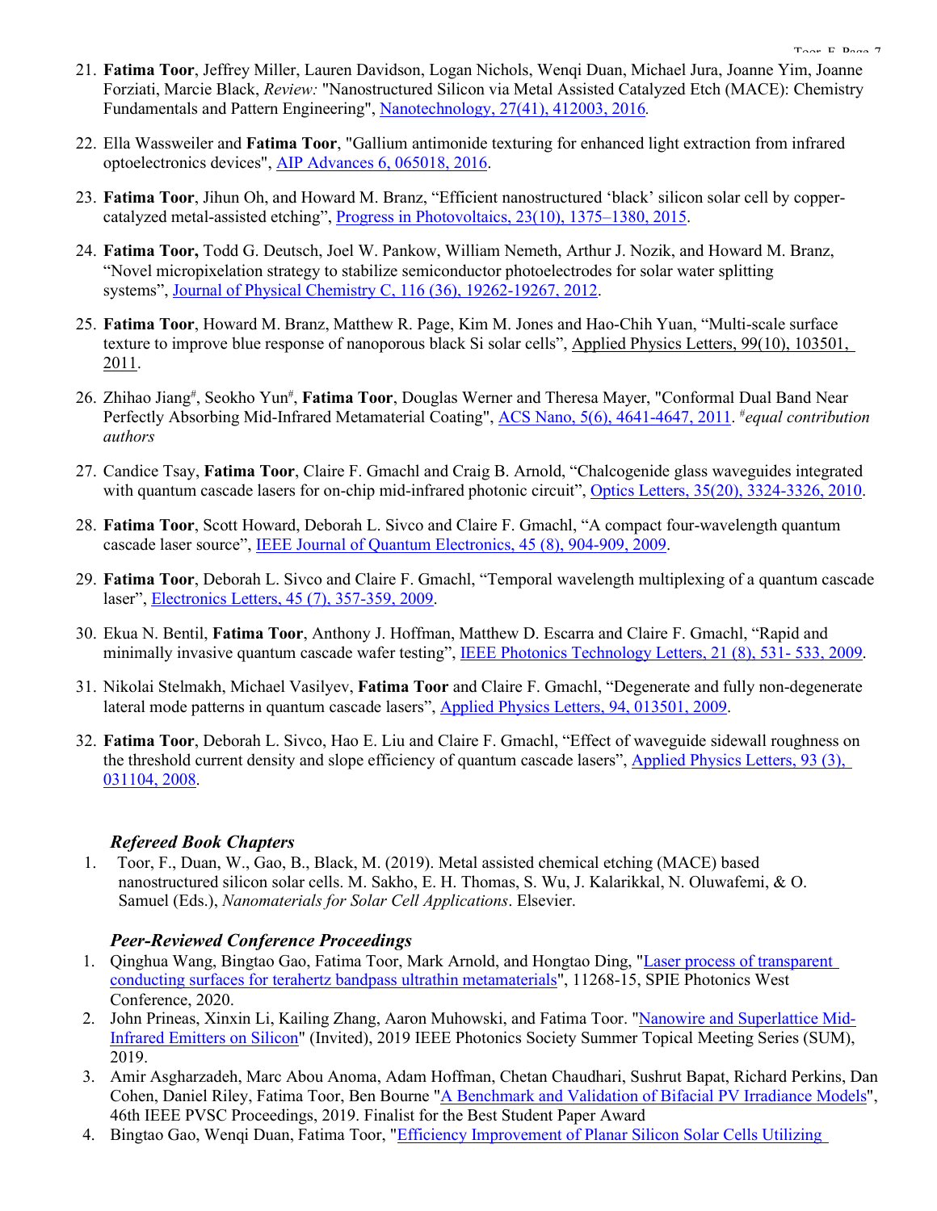21. **Fatima Toor**, Jeffrey Miller, Lauren Davidson, Logan Nichols, Wenqi Duan, Michael Jura, Joanne Yim, Joanne Forziati, Marcie Black, *Review:* "Nanostructured Silicon via Metal Assisted Catalyzed Etch (MACE): Chemistry Fundamentals and Pattern Engineering", Nanotechnology, 27(41), 412003, 2016.

22. Ella Wassweiler and **Fatima Toor**, "Gallium antimonide texturing for enhanced light extraction from infrared optoelectronics devices", AIP Advances 6, 065018, 2016.

23. **Fatima Toor**, Jihun Oh, and Howard M. Branz, "Efficient nanostructured 'black' silicon solar cell by copper-catalyzed metal-assisted etching", Progress in Photovoltaics, 23(10), 1375–1380, 2015.

24. **Fatima Toor,** Todd G. Deutsch, Joel W. Pankow, William Nemeth, Arthur J. Nozik, and Howard M. Branz, "Novel micropixelation strategy to stabilize semiconductor photoelectrodes for solar water splitting systems", Journal of Physical Chemistry C, 116 (36), 19262-19267, 2012.

25. **Fatima Toor**, Howard M. Branz, Matthew R. Page, Kim M. Jones and Hao-Chih Yuan, "Multi-scale surface texture to improve blue response of nanoporous black Si solar cells", Applied Physics Letters, 99(10), 103501, 2011.

26. Zhihao Jiang[#], Seokho Yun[#], **Fatima Toor**, Douglas Werner and Theresa Mayer, "Conformal Dual Band Near Perfectly Absorbing Mid-Infrared Metamaterial Coating", ACS Nano, 5(6), 4641-4647, 2011. *[#]equal contribution authors*

27. Candice Tsay, **Fatima Toor**, Claire F. Gmachl and Craig B. Arnold, "Chalcogenide glass waveguides integrated with quantum cascade lasers for on-chip mid-infrared photonic circuit", Optics Letters, 35(20), 3324-3326, 2010.

28. **Fatima Toor**, Scott Howard, Deborah L. Sivco and Claire F. Gmachl, "A compact four-wavelength quantum cascade laser source", IEEE Journal of Quantum Electronics, 45 (8), 904-909, 2009.

29. **Fatima Toor**, Deborah L. Sivco and Claire F. Gmachl, "Temporal wavelength multiplexing of a quantum cascade laser", Electronics Letters, 45 (7), 357-359, 2009.

30. Ekua N. Bentil, **Fatima Toor**, Anthony J. Hoffman, Matthew D. Escarra and Claire F. Gmachl, "Rapid and minimally invasive quantum cascade wafer testing", IEEE Photonics Technology Letters, 21 (8), 531- 533, 2009.

31. Nikolai Stelmakh, Michael Vasilyev, **Fatima Toor** and Claire F. Gmachl, "Degenerate and fully non-degenerate lateral mode patterns in quantum cascade lasers", Applied Physics Letters, 94, 013501, 2009.

32. **Fatima Toor**, Deborah L. Sivco, Hao E. Liu and Claire F. Gmachl, "Effect of waveguide sidewall roughness on the threshold current density and slope efficiency of quantum cascade lasers", Applied Physics Letters, 93 (3), 031104, 2008.

### *Refereed Book Chapters*

1. Toor, F., Duan, W., Gao, B., Black, M. (2019). Metal assisted chemical etching (MACE) based nanostructured silicon solar cells. M. Sakho, E. H. Thomas, S. Wu, J. Kalarikkal, N. Oluwafemi, & O. Samuel (Eds.), *Nanomaterials for Solar Cell Applications*. Elsevier.

### *Peer-Reviewed Conference Proceedings*

1. Qinghua Wang, Bingtao Gao, Fatima Toor, Mark Arnold, and Hongtao Ding, "Laser process of transparent conducting surfaces for terahertz bandpass ultrathin metamaterials", 11268-15, SPIE Photonics West Conference, 2020.
2. John Prineas, Xinxin Li, Kailing Zhang, Aaron Muhowski, and Fatima Toor. "Nanowire and Superlattice Mid-Infrared Emitters on Silicon" (Invited), 2019 IEEE Photonics Society Summer Topical Meeting Series (SUM), 2019.
3. Amir Asgharzadeh, Marc Abou Anoma, Adam Hoffman, Chetan Chaudhari, Sushrut Bapat, Richard Perkins, Dan Cohen, Daniel Riley, Fatima Toor, Ben Bourne "A Benchmark and Validation of Bifacial PV Irradiance Models", 46th IEEE PVSC Proceedings, 2019. Finalist for the Best Student Paper Award
4. Bingtao Gao, Wenqi Duan, Fatima Toor, "Efficiency Improvement of Planar Silicon Solar Cells Utilizing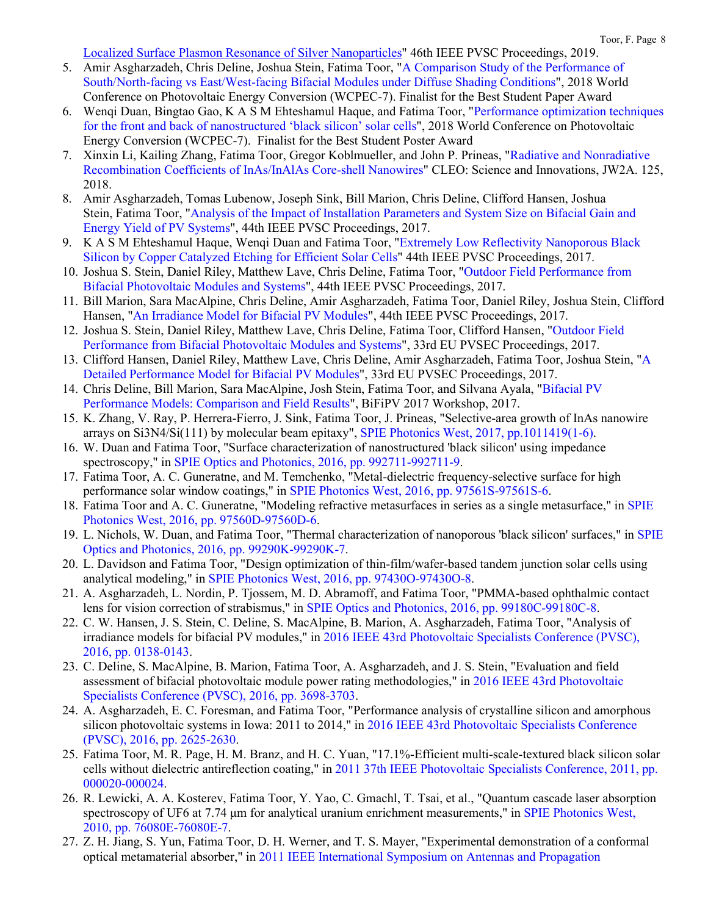Localized Surface Plasmon Resonance of Silver Nanoparticles" 46th IEEE PVSC Proceedings, 2019.

5. Amir Asgharzadeh, Chris Deline, Joshua Stein, Fatima Toor, "A Comparison Study of the Performance of South/North-facing vs East/West-facing Bifacial Modules under Diffuse Shading Conditions", 2018 World Conference on Photovoltaic Energy Conversion (WCPEC-7). Finalist for the Best Student Paper Award
6. Wenqi Duan, Bingtao Gao, K A S M Ehteshamul Haque, and Fatima Toor, "Performance optimization techniques for the front and back of nanostructured 'black silicon' solar cells", 2018 World Conference on Photovoltaic Energy Conversion (WCPEC-7). Finalist for the Best Student Poster Award
7. Xinxin Li, Kailing Zhang, Fatima Toor, Gregor Koblmueller, and John P. Prineas, "Radiative and Nonradiative Recombination Coefficients of InAs/InAlAs Core-shell Nanowires" CLEO: Science and Innovations, JW2A. 125, 2018.
8. Amir Asgharzadeh, Tomas Lubenow, Joseph Sink, Bill Marion, Chris Deline, Clifford Hansen, Joshua Stein, Fatima Toor, "Analysis of the Impact of Installation Parameters and System Size on Bifacial Gain and Energy Yield of PV Systems", 44th IEEE PVSC Proceedings, 2017.
9. K A S M Ehteshamul Haque, Wenqi Duan and Fatima Toor, "Extremely Low Reflectivity Nanoporous Black Silicon by Copper Catalyzed Etching for Efficient Solar Cells" 44th IEEE PVSC Proceedings, 2017.
10. Joshua S. Stein, Daniel Riley, Matthew Lave, Chris Deline, Fatima Toor, "Outdoor Field Performance from Bifacial Photovoltaic Modules and Systems", 44th IEEE PVSC Proceedings, 2017.
11. Bill Marion, Sara MacAlpine, Chris Deline, Amir Asgharzadeh, Fatima Toor, Daniel Riley, Joshua Stein, Clifford Hansen, "An Irradiance Model for Bifacial PV Modules", 44th IEEE PVSC Proceedings, 2017.
12. Joshua S. Stein, Daniel Riley, Matthew Lave, Chris Deline, Fatima Toor, Clifford Hansen, "Outdoor Field Performance from Bifacial Photovoltaic Modules and Systems", 33rd EU PVSEC Proceedings, 2017.
13. Clifford Hansen, Daniel Riley, Matthew Lave, Chris Deline, Amir Asgharzadeh, Fatima Toor, Joshua Stein, "A Detailed Performance Model for Bifacial PV Modules", 33rd EU PVSEC Proceedings, 2017.
14. Chris Deline, Bill Marion, Sara MacAlpine, Josh Stein, Fatima Toor, and Silvana Ayala, "Bifacial PV Performance Models: Comparison and Field Results", BiFiPV 2017 Workshop, 2017.
15. K. Zhang, V. Ray, P. Herrera-Fierro, J. Sink, Fatima Toor, J. Prineas, "Selective-area growth of InAs nanowire arrays on Si3N4/Si(111) by molecular beam epitaxy", SPIE Photonics West, 2017, pp.1011419(1-6).
16. W. Duan and Fatima Toor, "Surface characterization of nanostructured 'black silicon' using impedance spectroscopy," in SPIE Optics and Photonics, 2016, pp. 992711-992711-9.
17. Fatima Toor, A. C. Guneratne, and M. Temchenko, "Metal-dielectric frequency-selective surface for high performance solar window coatings," in SPIE Photonics West, 2016, pp. 97561S-97561S-6.
18. Fatima Toor and A. C. Guneratne, "Modeling refractive metasurfaces in series as a single metasurface," in SPIE Photonics West, 2016, pp. 97560D-97560D-6.
19. L. Nichols, W. Duan, and Fatima Toor, "Thermal characterization of nanoporous 'black silicon' surfaces," in SPIE Optics and Photonics, 2016, pp. 99290K-99290K-7.
20. L. Davidson and Fatima Toor, "Design optimization of thin-film/wafer-based tandem junction solar cells using analytical modeling," in SPIE Photonics West, 2016, pp. 97430O-97430O-8.
21. A. Asgharzadeh, L. Nordin, P. Tjossem, M. D. Abramoff, and Fatima Toor, "PMMA-based ophthalmic contact lens for vision correction of strabismus," in SPIE Optics and Photonics, 2016, pp. 99180C-99180C-8.
22. C. W. Hansen, J. S. Stein, C. Deline, S. MacAlpine, B. Marion, A. Asgharzadeh, Fatima Toor, "Analysis of irradiance models for bifacial PV modules," in 2016 IEEE 43rd Photovoltaic Specialists Conference (PVSC), 2016, pp. 0138-0143.
23. C. Deline, S. MacAlpine, B. Marion, Fatima Toor, A. Asgharzadeh, and J. S. Stein, "Evaluation and field assessment of bifacial photovoltaic module power rating methodologies," in 2016 IEEE 43rd Photovoltaic Specialists Conference (PVSC), 2016, pp. 3698-3703.
24. A. Asgharzadeh, E. C. Foresman, and Fatima Toor, "Performance analysis of crystalline silicon and amorphous silicon photovoltaic systems in Iowa: 2011 to 2014," in 2016 IEEE 43rd Photovoltaic Specialists Conference (PVSC), 2016, pp. 2625-2630.
25. Fatima Toor, M. R. Page, H. M. Branz, and H. C. Yuan, "17.1%-Efficient multi-scale-textured black silicon solar cells without dielectric antireflection coating," in 2011 37th IEEE Photovoltaic Specialists Conference, 2011, pp. 000020-000024.
26. R. Lewicki, A. A. Kosterev, Fatima Toor, Y. Yao, C. Gmachl, T. Tsai, et al., "Quantum cascade laser absorption spectroscopy of UF6 at 7.74 μm for analytical uranium enrichment measurements," in SPIE Photonics West, 2010, pp. 76080E-76080E-7.
27. Z. H. Jiang, S. Yun, Fatima Toor, D. H. Werner, and T. S. Mayer, "Experimental demonstration of a conformal optical metamaterial absorber," in 2011 IEEE International Symposium on Antennas and Propagation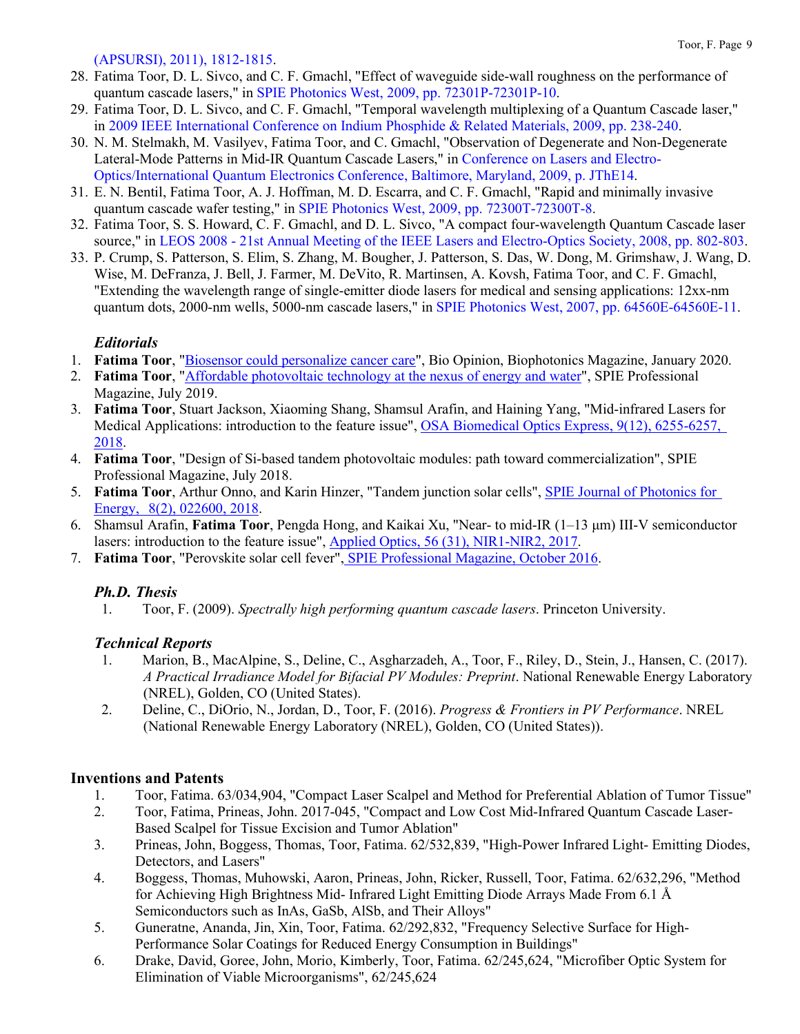(APSURSI), 2011), 1812-1815.

28. Fatima Toor, D. L. Sivco, and C. F. Gmachl, "Effect of waveguide side-wall roughness on the performance of quantum cascade lasers," in SPIE Photonics West, 2009, pp. 72301P-72301P-10.
29. Fatima Toor, D. L. Sivco, and C. F. Gmachl, "Temporal wavelength multiplexing of a Quantum Cascade laser," in 2009 IEEE International Conference on Indium Phosphide & Related Materials, 2009, pp. 238-240.
30. N. M. Stelmakh, M. Vasilyev, Fatima Toor, and C. Gmachl, "Observation of Degenerate and Non-Degenerate Lateral-Mode Patterns in Mid-IR Quantum Cascade Lasers," in Conference on Lasers and Electro-Optics/International Quantum Electronics Conference, Baltimore, Maryland, 2009, p. JThE14.
31. E. N. Bentil, Fatima Toor, A. J. Hoffman, M. D. Escarra, and C. F. Gmachl, "Rapid and minimally invasive quantum cascade wafer testing," in SPIE Photonics West, 2009, pp. 72300T-72300T-8.
32. Fatima Toor, S. S. Howard, C. F. Gmachl, and D. L. Sivco, "A compact four-wavelength Quantum Cascade laser source," in LEOS 2008 - 21st Annual Meeting of the IEEE Lasers and Electro-Optics Society, 2008, pp. 802-803.
33. P. Crump, S. Patterson, S. Elim, S. Zhang, M. Bougher, J. Patterson, S. Das, W. Dong, M. Grimshaw, J. Wang, D. Wise, M. DeFranza, J. Bell, J. Farmer, M. DeVito, R. Martinsen, A. Kovsh, Fatima Toor, and C. F. Gmachl, "Extending the wavelength range of single-emitter diode lasers for medical and sensing applications: 12xx-nm quantum dots, 2000-nm wells, 5000-nm cascade lasers," in SPIE Photonics West, 2007, pp. 64560E-64560E-11.

### *Editorials*

1. **Fatima Toor**, "Biosensor could personalize cancer care", Bio Opinion, Biophotonics Magazine, January 2020.
2. **Fatima Toor**, "Affordable photovoltaic technology at the nexus of energy and water", SPIE Professional Magazine, July 2019.
3. **Fatima Toor**, Stuart Jackson, Xiaoming Shang, Shamsul Arafin, and Haining Yang, "Mid-infrared Lasers for Medical Applications: introduction to the feature issue", OSA Biomedical Optics Express, 9(12), 6255-6257, 2018.
4. **Fatima Toor**, "Design of Si-based tandem photovoltaic modules: path toward commercialization", SPIE Professional Magazine, July 2018.
5. **Fatima Toor**, Arthur Onno, and Karin Hinzer, "Tandem junction solar cells", SPIE Journal of Photonics for Energy, 8(2), 022600, 2018.
6. Shamsul Arafin, **Fatima Toor**, Pengda Hong, and Kaikai Xu, "Near- to mid-IR (1–13 μm) III-V semiconductor lasers: introduction to the feature issue", Applied Optics, 56 (31), NIR1-NIR2, 2017.
7. **Fatima Toor**, "Perovskite solar cell fever", SPIE Professional Magazine, October 2016.

### *Ph.D. Thesis*

1. Toor, F. (2009). *Spectrally high performing quantum cascade lasers*. Princeton University.

### *Technical Reports*

1. Marion, B., MacAlpine, S., Deline, C., Asgharzadeh, A., Toor, F., Riley, D., Stein, J., Hansen, C. (2017). *A Practical Irradiance Model for Bifacial PV Modules: Preprint*. National Renewable Energy Laboratory (NREL), Golden, CO (United States).
2. Deline, C., DiOrio, N., Jordan, D., Toor, F. (2016). *Progress & Frontiers in PV Performance*. NREL (National Renewable Energy Laboratory (NREL), Golden, CO (United States)).

## Inventions and Patents

1. Toor, Fatima. 63/034,904, "Compact Laser Scalpel and Method for Preferential Ablation of Tumor Tissue"
2. Toor, Fatima, Prineas, John. 2017-045, "Compact and Low Cost Mid-Infrared Quantum Cascade Laser-Based Scalpel for Tissue Excision and Tumor Ablation"
3. Prineas, John, Boggess, Thomas, Toor, Fatima. 62/532,839, "High-Power Infrared Light- Emitting Diodes, Detectors, and Lasers"
4. Boggess, Thomas, Muhowski, Aaron, Prineas, John, Ricker, Russell, Toor, Fatima. 62/632,296, "Method for Achieving High Brightness Mid- Infrared Light Emitting Diode Arrays Made From 6.1 Å Semiconductors such as InAs, GaSb, AlSb, and Their Alloys"
5. Guneratne, Ananda, Jin, Xin, Toor, Fatima. 62/292,832, "Frequency Selective Surface for High-Performance Solar Coatings for Reduced Energy Consumption in Buildings"
6. Drake, David, Goree, John, Morio, Kimberly, Toor, Fatima. 62/245,624, "Microfiber Optic System for Elimination of Viable Microorganisms", 62/245,624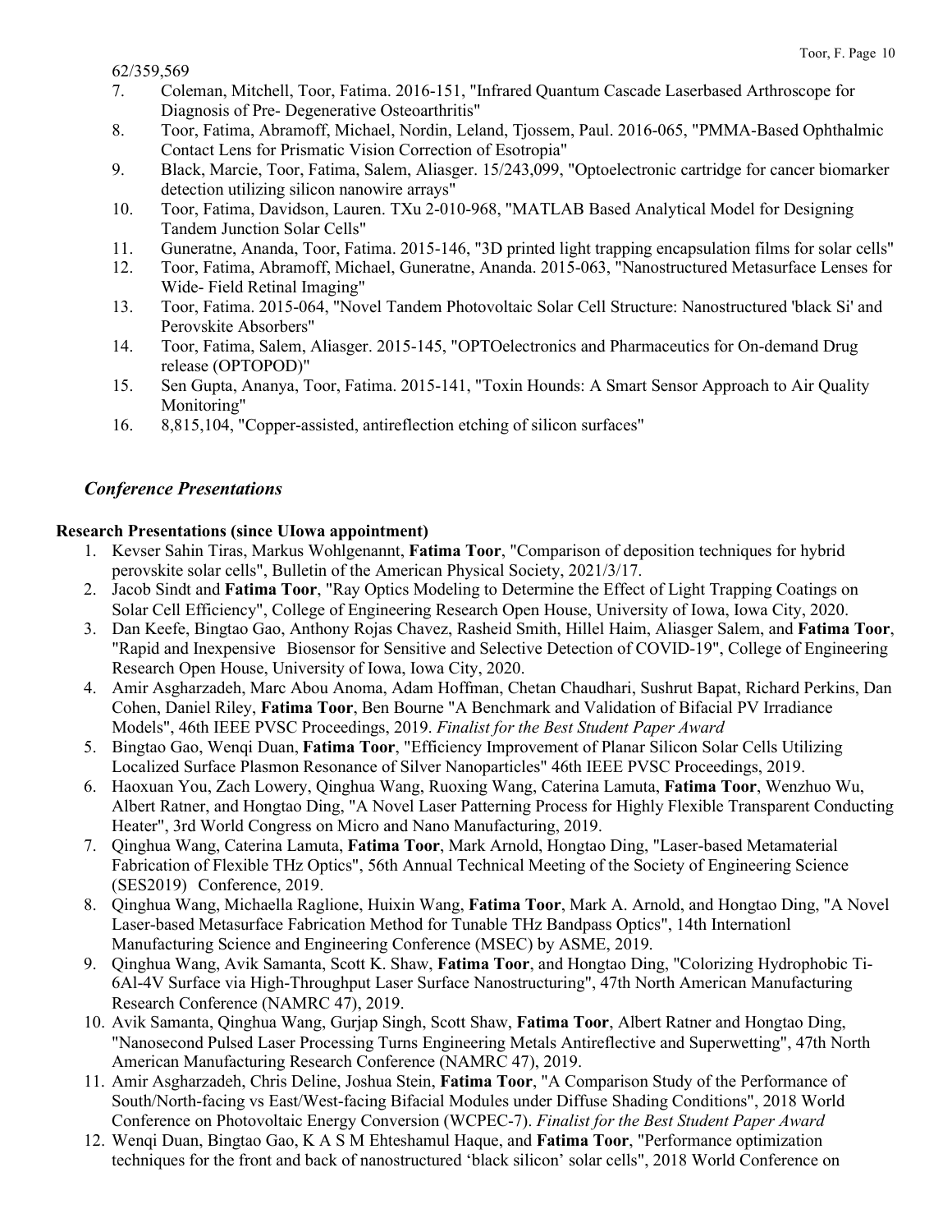62/359,569

7. Coleman, Mitchell, Toor, Fatima. 2016-151, "Infrared Quantum Cascade Laserbased Arthroscope for Diagnosis of Pre- Degenerative Osteoarthritis"
8. Toor, Fatima, Abramoff, Michael, Nordin, Leland, Tjossem, Paul. 2016-065, "PMMA-Based Ophthalmic Contact Lens for Prismatic Vision Correction of Esotropia"
9. Black, Marcie, Toor, Fatima, Salem, Aliasger. 15/243,099, "Optoelectronic cartridge for cancer biomarker detection utilizing silicon nanowire arrays"
10. Toor, Fatima, Davidson, Lauren. TXu 2-010-968, "MATLAB Based Analytical Model for Designing Tandem Junction Solar Cells"
11. Guneratne, Ananda, Toor, Fatima. 2015-146, "3D printed light trapping encapsulation films for solar cells"
12. Toor, Fatima, Abramoff, Michael, Guneratne, Ananda. 2015-063, "Nanostructured Metasurface Lenses for Wide- Field Retinal Imaging"
13. Toor, Fatima. 2015-064, "Novel Tandem Photovoltaic Solar Cell Structure: Nanostructured 'black Si' and Perovskite Absorbers"
14. Toor, Fatima, Salem, Aliasger. 2015-145, "OPTOelectronics and Pharmaceutics for On-demand Drug release (OPTOPOD)"
15. Sen Gupta, Ananya, Toor, Fatima. 2015-141, "Toxin Hounds: A Smart Sensor Approach to Air Quality Monitoring"
16. 8,815,104, "Copper-assisted, antireflection etching of silicon surfaces"

## *Conference Presentations*

### Research Presentations (since UIowa appointment)

1. Kevser Sahin Tiras, Markus Wohlgenannt, **Fatima Toor**, "Comparison of deposition techniques for hybrid perovskite solar cells", Bulletin of the American Physical Society, 2021/3/17.
2. Jacob Sindt and **Fatima Toor**, "Ray Optics Modeling to Determine the Effect of Light Trapping Coatings on Solar Cell Efficiency", College of Engineering Research Open House, University of Iowa, Iowa City, 2020.
3. Dan Keefe, Bingtao Gao, Anthony Rojas Chavez, Rasheid Smith, Hillel Haim, Aliasger Salem, and **Fatima Toor**, "Rapid and Inexpensive Biosensor for Sensitive and Selective Detection of COVID-19", College of Engineering Research Open House, University of Iowa, Iowa City, 2020.
4. Amir Asgharzadeh, Marc Abou Anoma, Adam Hoffman, Chetan Chaudhari, Sushrut Bapat, Richard Perkins, Dan Cohen, Daniel Riley, **Fatima Toor**, Ben Bourne "A Benchmark and Validation of Bifacial PV Irradiance Models", 46th IEEE PVSC Proceedings, 2019. *Finalist for the Best Student Paper Award*
5. Bingtao Gao, Wenqi Duan, **Fatima Toor**, "Efficiency Improvement of Planar Silicon Solar Cells Utilizing Localized Surface Plasmon Resonance of Silver Nanoparticles" 46th IEEE PVSC Proceedings, 2019.
6. Haoxuan You, Zach Lowery, Qinghua Wang, Ruoxing Wang, Caterina Lamuta, **Fatima Toor**, Wenzhuo Wu, Albert Ratner, and Hongtao Ding, "A Novel Laser Patterning Process for Highly Flexible Transparent Conducting Heater", 3rd World Congress on Micro and Nano Manufacturing, 2019.
7. Qinghua Wang, Caterina Lamuta, **Fatima Toor**, Mark Arnold, Hongtao Ding, "Laser-based Metamaterial Fabrication of Flexible THz Optics", 56th Annual Technical Meeting of the Society of Engineering Science (SES2019) Conference, 2019.
8. Qinghua Wang, Michaella Raglione, Huixin Wang, **Fatima Toor**, Mark A. Arnold, and Hongtao Ding, "A Novel Laser-based Metasurface Fabrication Method for Tunable THz Bandpass Optics", 14th Internationl Manufacturing Science and Engineering Conference (MSEC) by ASME, 2019.
9. Qinghua Wang, Avik Samanta, Scott K. Shaw, **Fatima Toor**, and Hongtao Ding, "Colorizing Hydrophobic Ti-6Al-4V Surface via High-Throughput Laser Surface Nanostructuring", 47th North American Manufacturing Research Conference (NAMRC 47), 2019.
10. Avik Samanta, Qinghua Wang, Gurjap Singh, Scott Shaw, **Fatima Toor**, Albert Ratner and Hongtao Ding, "Nanosecond Pulsed Laser Processing Turns Engineering Metals Antireflective and Superwetting", 47th North American Manufacturing Research Conference (NAMRC 47), 2019.
11. Amir Asgharzadeh, Chris Deline, Joshua Stein, **Fatima Toor**, "A Comparison Study of the Performance of South/North-facing vs East/West-facing Bifacial Modules under Diffuse Shading Conditions", 2018 World Conference on Photovoltaic Energy Conversion (WCPEC-7). *Finalist for the Best Student Paper Award*
12. Wenqi Duan, Bingtao Gao, K A S M Ehteshamul Haque, and **Fatima Toor**, "Performance optimization techniques for the front and back of nanostructured 'black silicon' solar cells", 2018 World Conference on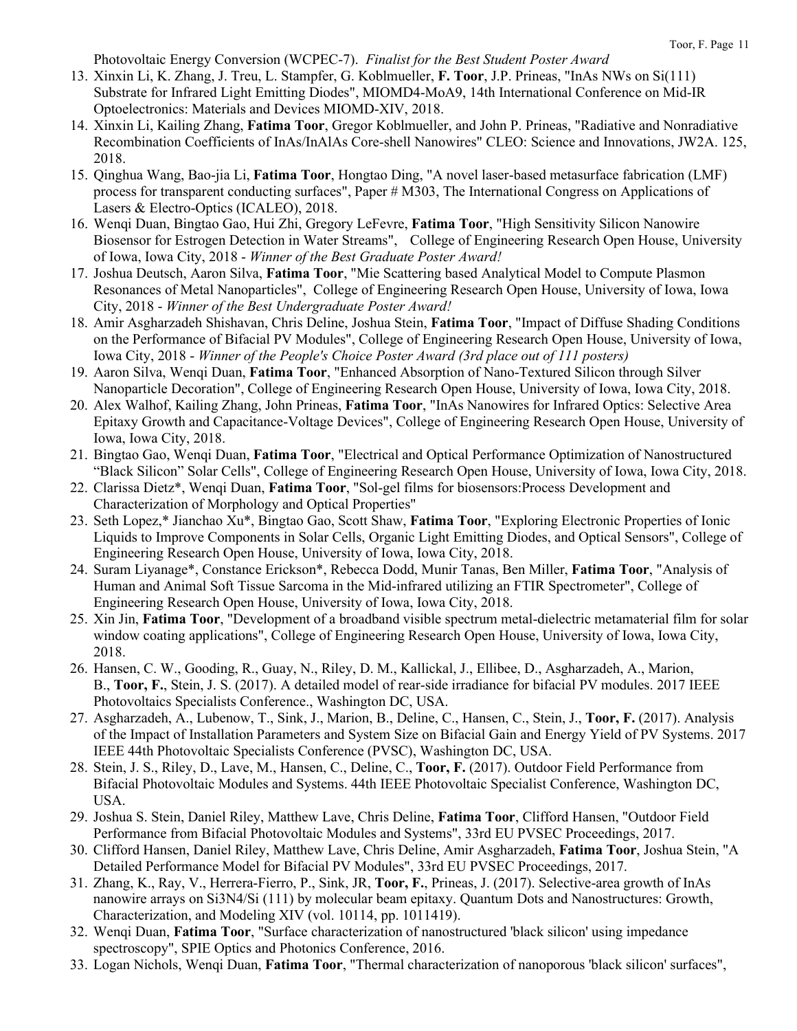Photovoltaic Energy Conversion (WCPEC-7). *Finalist for the Best Student Poster Award*

13. Xinxin Li, K. Zhang, J. Treu, L. Stampfer, G. Koblmueller, **F. Toor**, J.P. Prineas, "InAs NWs on Si(111) Substrate for Infrared Light Emitting Diodes", MIOMD4-MoA9, 14th International Conference on Mid-IR Optoelectronics: Materials and Devices MIOMD-XIV, 2018.
14. Xinxin Li, Kailing Zhang, **Fatima Toor**, Gregor Koblmueller, and John P. Prineas, "Radiative and Nonradiative Recombination Coefficients of InAs/InAlAs Core-shell Nanowires" CLEO: Science and Innovations, JW2A. 125, 2018.
15. Qinghua Wang, Bao-jia Li, **Fatima Toor**, Hongtao Ding, "A novel laser-based metasurface fabrication (LMF) process for transparent conducting surfaces", Paper # M303, The International Congress on Applications of Lasers & Electro-Optics (ICALEO), 2018.
16. Wenqi Duan, Bingtao Gao, Hui Zhi, Gregory LeFevre, **Fatima Toor**, "High Sensitivity Silicon Nanowire Biosensor for Estrogen Detection in Water Streams", College of Engineering Research Open House, University of Iowa, Iowa City, 2018 - *Winner of the Best Graduate Poster Award!*
17. Joshua Deutsch, Aaron Silva, **Fatima Toor**, "Mie Scattering based Analytical Model to Compute Plasmon Resonances of Metal Nanoparticles", College of Engineering Research Open House, University of Iowa, Iowa City, 2018 - *Winner of the Best Undergraduate Poster Award!*
18. Amir Asgharzadeh Shishavan, Chris Deline, Joshua Stein, **Fatima Toor**, "Impact of Diffuse Shading Conditions on the Performance of Bifacial PV Modules", College of Engineering Research Open House, University of Iowa, Iowa City, 2018 - *Winner of the People's Choice Poster Award (3rd place out of 111 posters)*
19. Aaron Silva, Wenqi Duan, **Fatima Toor**, "Enhanced Absorption of Nano-Textured Silicon through Silver Nanoparticle Decoration", College of Engineering Research Open House, University of Iowa, Iowa City, 2018.
20. Alex Walhof, Kailing Zhang, John Prineas, **Fatima Toor**, "InAs Nanowires for Infrared Optics: Selective Area Epitaxy Growth and Capacitance-Voltage Devices", College of Engineering Research Open House, University of Iowa, Iowa City, 2018.
21. Bingtao Gao, Wenqi Duan, **Fatima Toor**, "Electrical and Optical Performance Optimization of Nanostructured "Black Silicon" Solar Cells", College of Engineering Research Open House, University of Iowa, Iowa City, 2018.
22. Clarissa Dietz*, Wenqi Duan, **Fatima Toor**, "Sol-gel films for biosensors:Process Development and Characterization of Morphology and Optical Properties"
23. Seth Lopez,* Jianchao Xu*, Bingtao Gao, Scott Shaw, **Fatima Toor**, "Exploring Electronic Properties of Ionic Liquids to Improve Components in Solar Cells, Organic Light Emitting Diodes, and Optical Sensors", College of Engineering Research Open House, University of Iowa, Iowa City, 2018.
24. Suram Liyanage*, Constance Erickson*, Rebecca Dodd, Munir Tanas, Ben Miller, **Fatima Toor**, "Analysis of Human and Animal Soft Tissue Sarcoma in the Mid-infrared utilizing an FTIR Spectrometer", College of Engineering Research Open House, University of Iowa, Iowa City, 2018.
25. Xin Jin, **Fatima Toor**, "Development of a broadband visible spectrum metal-dielectric metamaterial film for solar window coating applications", College of Engineering Research Open House, University of Iowa, Iowa City, 2018.
26. Hansen, C. W., Gooding, R., Guay, N., Riley, D. M., Kallickal, J., Ellibee, D., Asgharzadeh, A., Marion, B., **Toor, F.**, Stein, J. S. (2017). A detailed model of rear-side irradiance for bifacial PV modules. 2017 IEEE Photovoltaics Specialists Conference., Washington DC, USA.
27. Asgharzadeh, A., Lubenow, T., Sink, J., Marion, B., Deline, C., Hansen, C., Stein, J., **Toor, F.** (2017). Analysis of the Impact of Installation Parameters and System Size on Bifacial Gain and Energy Yield of PV Systems. 2017 IEEE 44th Photovoltaic Specialists Conference (PVSC), Washington DC, USA.
28. Stein, J. S., Riley, D., Lave, M., Hansen, C., Deline, C., **Toor, F.** (2017). Outdoor Field Performance from Bifacial Photovoltaic Modules and Systems. 44th IEEE Photovoltaic Specialist Conference, Washington DC, USA.
29. Joshua S. Stein, Daniel Riley, Matthew Lave, Chris Deline, **Fatima Toor**, Clifford Hansen, "Outdoor Field Performance from Bifacial Photovoltaic Modules and Systems", 33rd EU PVSEC Proceedings, 2017.
30. Clifford Hansen, Daniel Riley, Matthew Lave, Chris Deline, Amir Asgharzadeh, **Fatima Toor**, Joshua Stein, "A Detailed Performance Model for Bifacial PV Modules", 33rd EU PVSEC Proceedings, 2017.
31. Zhang, K., Ray, V., Herrera-Fierro, P., Sink, JR, **Toor, F.**, Prineas, J. (2017). Selective-area growth of InAs nanowire arrays on $Si_3N_4$/Si (111) by molecular beam epitaxy. Quantum Dots and Nanostructures: Growth, Characterization, and Modeling XIV (vol. 10114, pp. 1011419).
32. Wenqi Duan, **Fatima Toor**, "Surface characterization of nanostructured 'black silicon' using impedance spectroscopy", SPIE Optics and Photonics Conference, 2016.
33. Logan Nichols, Wenqi Duan, **Fatima Toor**, "Thermal characterization of nanoporous 'black silicon' surfaces",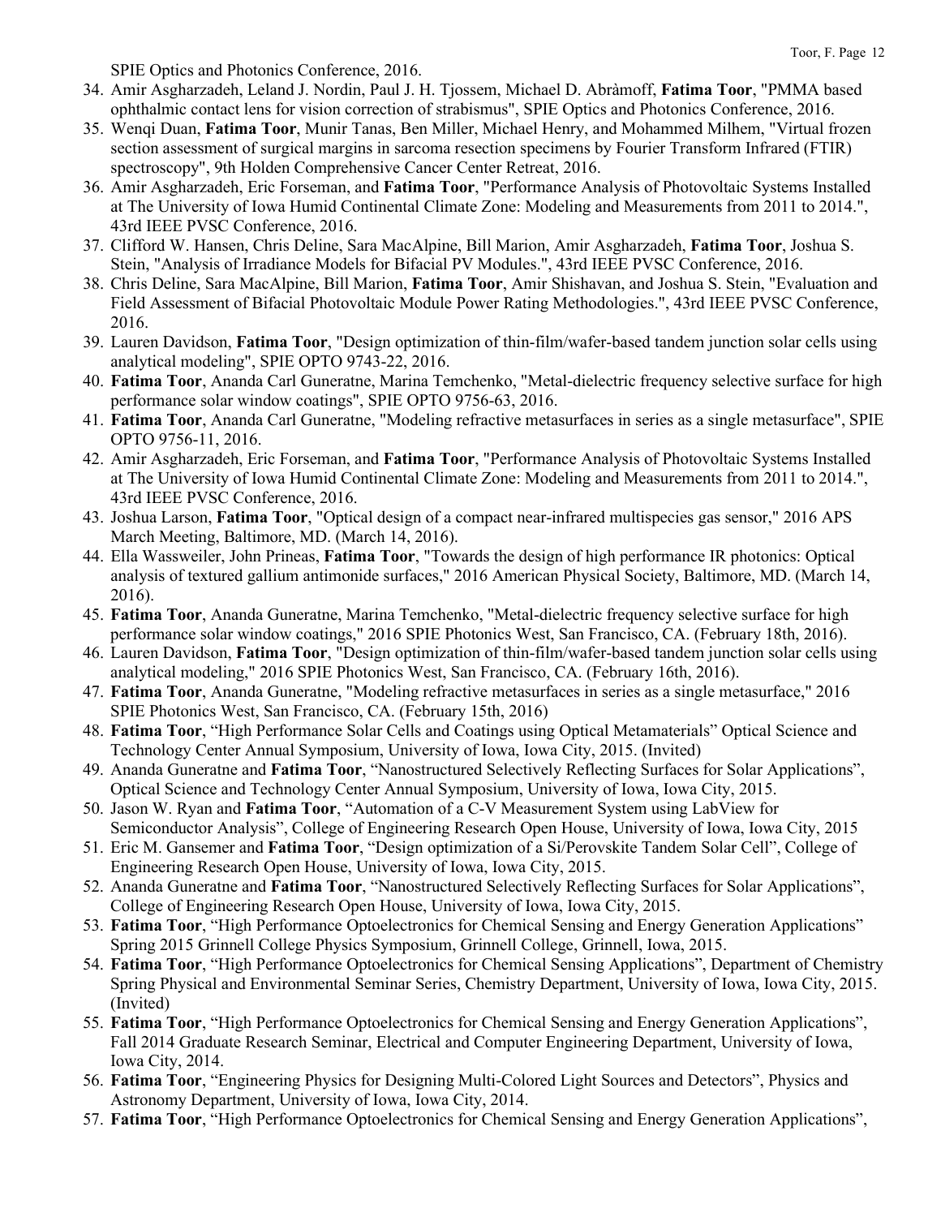SPIE Optics and Photonics Conference, 2016.

34. Amir Asgharzadeh, Leland J. Nordin, Paul J. H. Tjossem, Michael D. Abràmoff, **Fatima Toor**, "PMMA based ophthalmic contact lens for vision correction of strabismus", SPIE Optics and Photonics Conference, 2016.
35. Wenqi Duan, **Fatima Toor**, Munir Tanas, Ben Miller, Michael Henry, and Mohammed Milhem, "Virtual frozen section assessment of surgical margins in sarcoma resection specimens by Fourier Transform Infrared (FTIR) spectroscopy", 9th Holden Comprehensive Cancer Center Retreat, 2016.
36. Amir Asgharzadeh, Eric Forseman, and **Fatima Toor**, "Performance Analysis of Photovoltaic Systems Installed at The University of Iowa Humid Continental Climate Zone: Modeling and Measurements from 2011 to 2014.", 43rd IEEE PVSC Conference, 2016.
37. Clifford W. Hansen, Chris Deline, Sara MacAlpine, Bill Marion, Amir Asgharzadeh, **Fatima Toor**, Joshua S. Stein, "Analysis of Irradiance Models for Bifacial PV Modules.", 43rd IEEE PVSC Conference, 2016.
38. Chris Deline, Sara MacAlpine, Bill Marion, **Fatima Toor**, Amir Shishavan, and Joshua S. Stein, "Evaluation and Field Assessment of Bifacial Photovoltaic Module Power Rating Methodologies.", 43rd IEEE PVSC Conference, 2016.
39. Lauren Davidson, **Fatima Toor**, "Design optimization of thin-film/wafer-based tandem junction solar cells using analytical modeling", SPIE OPTO 9743-22, 2016.
40. **Fatima Toor**, Ananda Carl Guneratne, Marina Temchenko, "Metal-dielectric frequency selective surface for high performance solar window coatings", SPIE OPTO 9756-63, 2016.
41. **Fatima Toor**, Ananda Carl Guneratne, "Modeling refractive metasurfaces in series as a single metasurface", SPIE OPTO 9756-11, 2016.
42. Amir Asgharzadeh, Eric Forseman, and **Fatima Toor**, "Performance Analysis of Photovoltaic Systems Installed at The University of Iowa Humid Continental Climate Zone: Modeling and Measurements from 2011 to 2014.", 43rd IEEE PVSC Conference, 2016.
43. Joshua Larson, **Fatima Toor**, "Optical design of a compact near-infrared multispecies gas sensor," 2016 APS March Meeting, Baltimore, MD. (March 14, 2016).
44. Ella Wassweiler, John Prineas, **Fatima Toor**, "Towards the design of high performance IR photonics: Optical analysis of textured gallium antimonide surfaces," 2016 American Physical Society, Baltimore, MD. (March 14, 2016).
45. **Fatima Toor**, Ananda Guneratne, Marina Temchenko, "Metal-dielectric frequency selective surface for high performance solar window coatings," 2016 SPIE Photonics West, San Francisco, CA. (February 18th, 2016).
46. Lauren Davidson, **Fatima Toor**, "Design optimization of thin-film/wafer-based tandem junction solar cells using analytical modeling," 2016 SPIE Photonics West, San Francisco, CA. (February 16th, 2016).
47. **Fatima Toor**, Ananda Guneratne, "Modeling refractive metasurfaces in series as a single metasurface," 2016 SPIE Photonics West, San Francisco, CA. (February 15th, 2016)
48. **Fatima Toor**, "High Performance Solar Cells and Coatings using Optical Metamaterials" Optical Science and Technology Center Annual Symposium, University of Iowa, Iowa City, 2015. (Invited)
49. Ananda Guneratne and **Fatima Toor**, "Nanostructured Selectively Reflecting Surfaces for Solar Applications", Optical Science and Technology Center Annual Symposium, University of Iowa, Iowa City, 2015.
50. Jason W. Ryan and **Fatima Toor**, "Automation of a C-V Measurement System using LabView for Semiconductor Analysis", College of Engineering Research Open House, University of Iowa, Iowa City, 2015
51. Eric M. Gansemer and **Fatima Toor**, "Design optimization of a Si/Perovskite Tandem Solar Cell", College of Engineering Research Open House, University of Iowa, Iowa City, 2015.
52. Ananda Guneratne and **Fatima Toor**, "Nanostructured Selectively Reflecting Surfaces for Solar Applications", College of Engineering Research Open House, University of Iowa, Iowa City, 2015.
53. **Fatima Toor**, "High Performance Optoelectronics for Chemical Sensing and Energy Generation Applications" Spring 2015 Grinnell College Physics Symposium, Grinnell College, Grinnell, Iowa, 2015.
54. **Fatima Toor**, "High Performance Optoelectronics for Chemical Sensing Applications", Department of Chemistry Spring Physical and Environmental Seminar Series, Chemistry Department, University of Iowa, Iowa City, 2015. (Invited)
55. **Fatima Toor**, "High Performance Optoelectronics for Chemical Sensing and Energy Generation Applications", Fall 2014 Graduate Research Seminar, Electrical and Computer Engineering Department, University of Iowa, Iowa City, 2014.
56. **Fatima Toor**, "Engineering Physics for Designing Multi-Colored Light Sources and Detectors", Physics and Astronomy Department, University of Iowa, Iowa City, 2014.
57. **Fatima Toor**, "High Performance Optoelectronics for Chemical Sensing and Energy Generation Applications",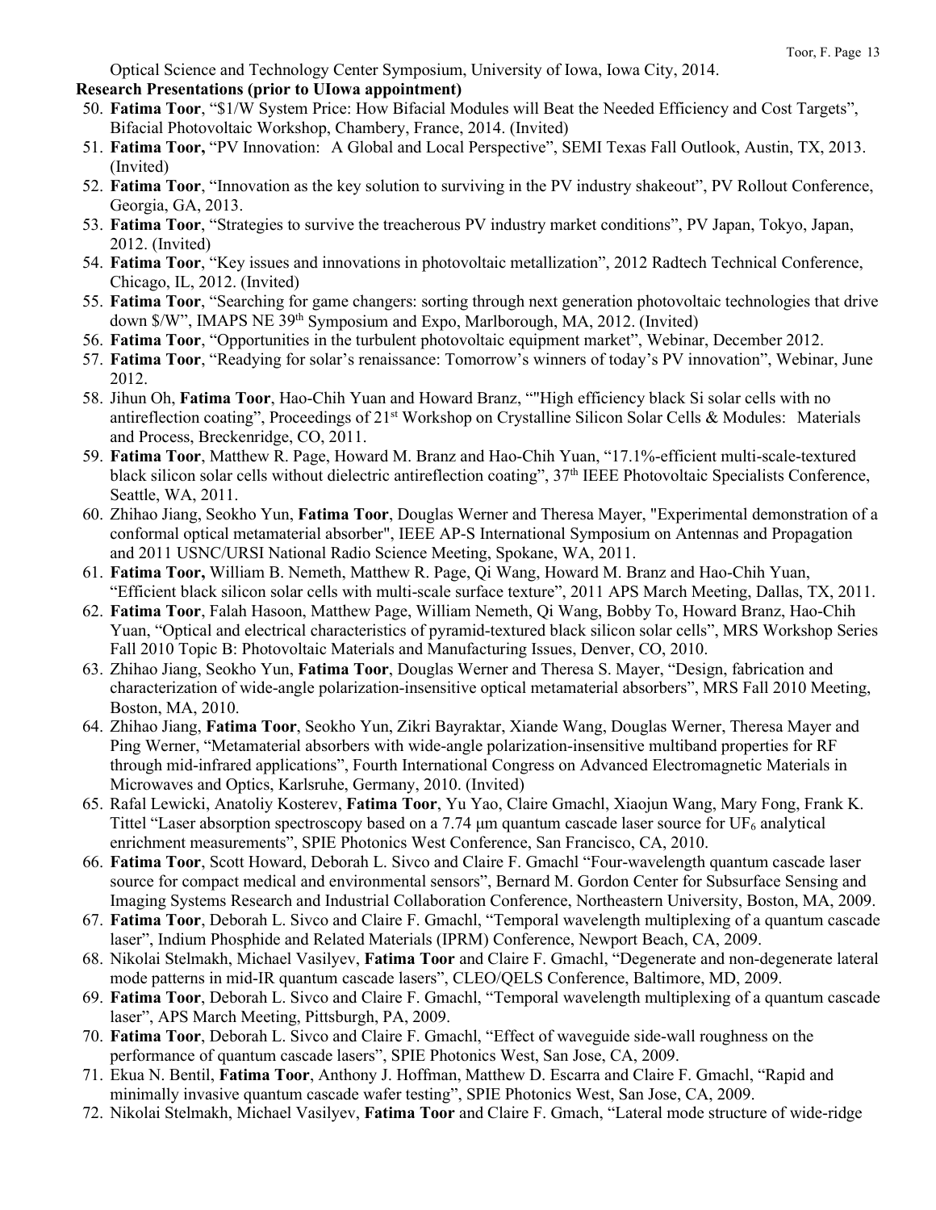Optical Science and Technology Center Symposium, University of Iowa, Iowa City, 2014.

**Research Presentations (prior to UIowa appointment)**

50. **Fatima Toor**, "$1/W System Price: How Bifacial Modules will Beat the Needed Efficiency and Cost Targets", Bifacial Photovoltaic Workshop, Chambery, France, 2014. (Invited)
51. **Fatima Toor,** "PV Innovation: A Global and Local Perspective", SEMI Texas Fall Outlook, Austin, TX, 2013. (Invited)
52. **Fatima Toor**, "Innovation as the key solution to surviving in the PV industry shakeout", PV Rollout Conference, Georgia, GA, 2013.
53. **Fatima Toor**, "Strategies to survive the treacherous PV industry market conditions", PV Japan, Tokyo, Japan, 2012. (Invited)
54. **Fatima Toor**, "Key issues and innovations in photovoltaic metallization", 2012 Radtech Technical Conference, Chicago, IL, 2012. (Invited)
55. **Fatima Toor**, "Searching for game changers: sorting through next generation photovoltaic technologies that drive down $/W", IMAPS NE 39th Symposium and Expo, Marlborough, MA, 2012. (Invited)
56. **Fatima Toor**, "Opportunities in the turbulent photovoltaic equipment market", Webinar, December 2012.
57. **Fatima Toor**, "Readying for solar's renaissance: Tomorrow's winners of today's PV innovation", Webinar, June 2012.
58. Jihun Oh, **Fatima Toor**, Hao-Chih Yuan and Howard Branz, ""High efficiency black Si solar cells with no antireflection coating", Proceedings of 21st Workshop on Crystalline Silicon Solar Cells & Modules: Materials and Process, Breckenridge, CO, 2011.
59. **Fatima Toor**, Matthew R. Page, Howard M. Branz and Hao-Chih Yuan, "17.1%-efficient multi-scale-textured black silicon solar cells without dielectric antireflection coating", 37th IEEE Photovoltaic Specialists Conference, Seattle, WA, 2011.
60. Zhihao Jiang, Seokho Yun, **Fatima Toor**, Douglas Werner and Theresa Mayer, "Experimental demonstration of a conformal optical metamaterial absorber", IEEE AP-S International Symposium on Antennas and Propagation and 2011 USNC/URSI National Radio Science Meeting, Spokane, WA, 2011.
61. **Fatima Toor,** William B. Nemeth, Matthew R. Page, Qi Wang, Howard M. Branz and Hao-Chih Yuan, "Efficient black silicon solar cells with multi-scale surface texture", 2011 APS March Meeting, Dallas, TX, 2011.
62. **Fatima Toor**, Falah Hasoon, Matthew Page, William Nemeth, Qi Wang, Bobby To, Howard Branz, Hao-Chih Yuan, "Optical and electrical characteristics of pyramid-textured black silicon solar cells", MRS Workshop Series Fall 2010 Topic B: Photovoltaic Materials and Manufacturing Issues, Denver, CO, 2010.
63. Zhihao Jiang, Seokho Yun, **Fatima Toor**, Douglas Werner and Theresa S. Mayer, "Design, fabrication and characterization of wide-angle polarization-insensitive optical metamaterial absorbers", MRS Fall 2010 Meeting, Boston, MA, 2010.
64. Zhihao Jiang, **Fatima Toor**, Seokho Yun, Zikri Bayraktar, Xiande Wang, Douglas Werner, Theresa Mayer and Ping Werner, "Metamaterial absorbers with wide-angle polarization-insensitive multiband properties for RF through mid-infrared applications", Fourth International Congress on Advanced Electromagnetic Materials in Microwaves and Optics, Karlsruhe, Germany, 2010. (Invited)
65. Rafal Lewicki, Anatoliy Kosterev, **Fatima Toor**, Yu Yao, Claire Gmachl, Xiaojun Wang, Mary Fong, Frank K. Tittel "Laser absorption spectroscopy based on a 7.74 μm quantum cascade laser source for $UF_6$ analytical enrichment measurements", SPIE Photonics West Conference, San Francisco, CA, 2010.
66. **Fatima Toor**, Scott Howard, Deborah L. Sivco and Claire F. Gmachl "Four-wavelength quantum cascade laser source for compact medical and environmental sensors", Bernard M. Gordon Center for Subsurface Sensing and Imaging Systems Research and Industrial Collaboration Conference, Northeastern University, Boston, MA, 2009.
67. **Fatima Toor**, Deborah L. Sivco and Claire F. Gmachl, "Temporal wavelength multiplexing of a quantum cascade laser", Indium Phosphide and Related Materials (IPRM) Conference, Newport Beach, CA, 2009.
68. Nikolai Stelmakh, Michael Vasilyev, **Fatima Toor** and Claire F. Gmachl, "Degenerate and non-degenerate lateral mode patterns in mid-IR quantum cascade lasers", CLEO/QELS Conference, Baltimore, MD, 2009.
69. **Fatima Toor**, Deborah L. Sivco and Claire F. Gmachl, "Temporal wavelength multiplexing of a quantum cascade laser", APS March Meeting, Pittsburgh, PA, 2009.
70. **Fatima Toor**, Deborah L. Sivco and Claire F. Gmachl, "Effect of waveguide side-wall roughness on the performance of quantum cascade lasers", SPIE Photonics West, San Jose, CA, 2009.
71. Ekua N. Bentil, **Fatima Toor**, Anthony J. Hoffman, Matthew D. Escarra and Claire F. Gmachl, "Rapid and minimally invasive quantum cascade wafer testing", SPIE Photonics West, San Jose, CA, 2009.
72. Nikolai Stelmakh, Michael Vasilyev, **Fatima Toor** and Claire F. Gmach, "Lateral mode structure of wide-ridge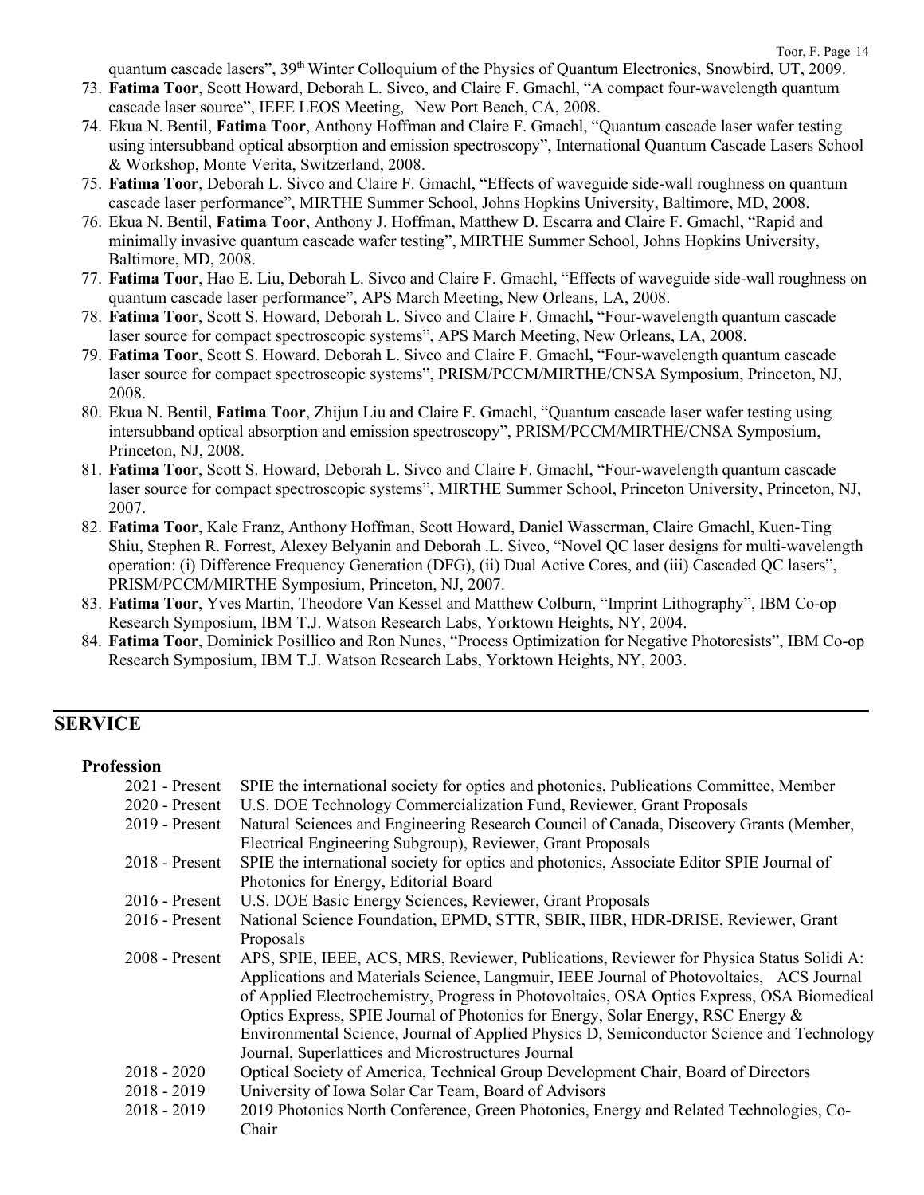quantum cascade lasers", 39th Winter Colloquium of the Physics of Quantum Electronics, Snowbird, UT, 2009.

73. **Fatima Toor**, Scott Howard, Deborah L. Sivco, and Claire F. Gmachl, "A compact four-wavelength quantum cascade laser source", IEEE LEOS Meeting, New Port Beach, CA, 2008.
74. Ekua N. Bentil, **Fatima Toor**, Anthony Hoffman and Claire F. Gmachl, "Quantum cascade laser wafer testing using intersubband optical absorption and emission spectroscopy", International Quantum Cascade Lasers School & Workshop, Monte Verita, Switzerland, 2008.
75. **Fatima Toor**, Deborah L. Sivco and Claire F. Gmachl, "Effects of waveguide side-wall roughness on quantum cascade laser performance", MIRTHE Summer School, Johns Hopkins University, Baltimore, MD, 2008.
76. Ekua N. Bentil, **Fatima Toor**, Anthony J. Hoffman, Matthew D. Escarra and Claire F. Gmachl, "Rapid and minimally invasive quantum cascade wafer testing", MIRTHE Summer School, Johns Hopkins University, Baltimore, MD, 2008.
77. **Fatima Toor**, Hao E. Liu, Deborah L. Sivco and Claire F. Gmachl, "Effects of waveguide side-wall roughness on quantum cascade laser performance", APS March Meeting, New Orleans, LA, 2008.
78. **Fatima Toor**, Scott S. Howard, Deborah L. Sivco and Claire F. Gmachl, "Four-wavelength quantum cascade laser source for compact spectroscopic systems", APS March Meeting, New Orleans, LA, 2008.
79. **Fatima Toor**, Scott S. Howard, Deborah L. Sivco and Claire F. Gmachl, "Four-wavelength quantum cascade laser source for compact spectroscopic systems", PRISM/PCCM/MIRTHE/CNSA Symposium, Princeton, NJ, 2008.
80. Ekua N. Bentil, **Fatima Toor**, Zhijun Liu and Claire F. Gmachl, "Quantum cascade laser wafer testing using intersubband optical absorption and emission spectroscopy", PRISM/PCCM/MIRTHE/CNSA Symposium, Princeton, NJ, 2008.
81. **Fatima Toor**, Scott S. Howard, Deborah L. Sivco and Claire F. Gmachl, "Four-wavelength quantum cascade laser source for compact spectroscopic systems", MIRTHE Summer School, Princeton University, Princeton, NJ, 2007.
82. **Fatima Toor**, Kale Franz, Anthony Hoffman, Scott Howard, Daniel Wasserman, Claire Gmachl, Kuen-Ting Shiu, Stephen R. Forrest, Alexey Belyanin and Deborah .L. Sivco, "Novel QC laser designs for multi-wavelength operation: (i) Difference Frequency Generation (DFG), (ii) Dual Active Cores, and (iii) Cascaded QC lasers", PRISM/PCCM/MIRTHE Symposium, Princeton, NJ, 2007.
83. **Fatima Toor**, Yves Martin, Theodore Van Kessel and Matthew Colburn, "Imprint Lithography", IBM Co-op Research Symposium, IBM T.J. Watson Research Labs, Yorktown Heights, NY, 2004.
84. **Fatima Toor**, Dominick Posillico and Ron Nunes, "Process Optimization for Negative Photoresists", IBM Co-op Research Symposium, IBM T.J. Watson Research Labs, Yorktown Heights, NY, 2003.

## SERVICE

### Profession

| | |
|---|---|
| 2021 - Present | SPIE the international society for optics and photonics, Publications Committee, Member |
| 2020 - Present | U.S. DOE Technology Commercialization Fund, Reviewer, Grant Proposals |
| 2019 - Present | Natural Sciences and Engineering Research Council of Canada, Discovery Grants (Member, Electrical Engineering Subgroup), Reviewer, Grant Proposals |
| 2018 - Present | SPIE the international society for optics and photonics, Associate Editor SPIE Journal of Photonics for Energy, Editorial Board |
| 2016 - Present | U.S. DOE Basic Energy Sciences, Reviewer, Grant Proposals |
| 2016 - Present | National Science Foundation, EPMD, STTR, SBIR, IIBR, HDR-DRISE, Reviewer, Grant Proposals |
| 2008 - Present | APS, SPIE, IEEE, ACS, MRS, Reviewer, Publications, Reviewer for Physica Status Solidi A: Applications and Materials Science, Langmuir, IEEE Journal of Photovoltaics, ACS Journal of Applied Electrochemistry, Progress in Photovoltaics, OSA Optics Express, OSA Biomedical Optics Express, SPIE Journal of Photonics for Energy, Solar Energy, RSC Energy & Environmental Science, Journal of Applied Physics D, Semiconductor Science and Technology Journal, Superlattices and Microstructures Journal |
| 2018 - 2020 | Optical Society of America, Technical Group Development Chair, Board of Directors |
| 2018 - 2019 | University of Iowa Solar Car Team, Board of Advisors |
| 2018 - 2019 | 2019 Photonics North Conference, Green Photonics, Energy and Related Technologies, Co-Chair |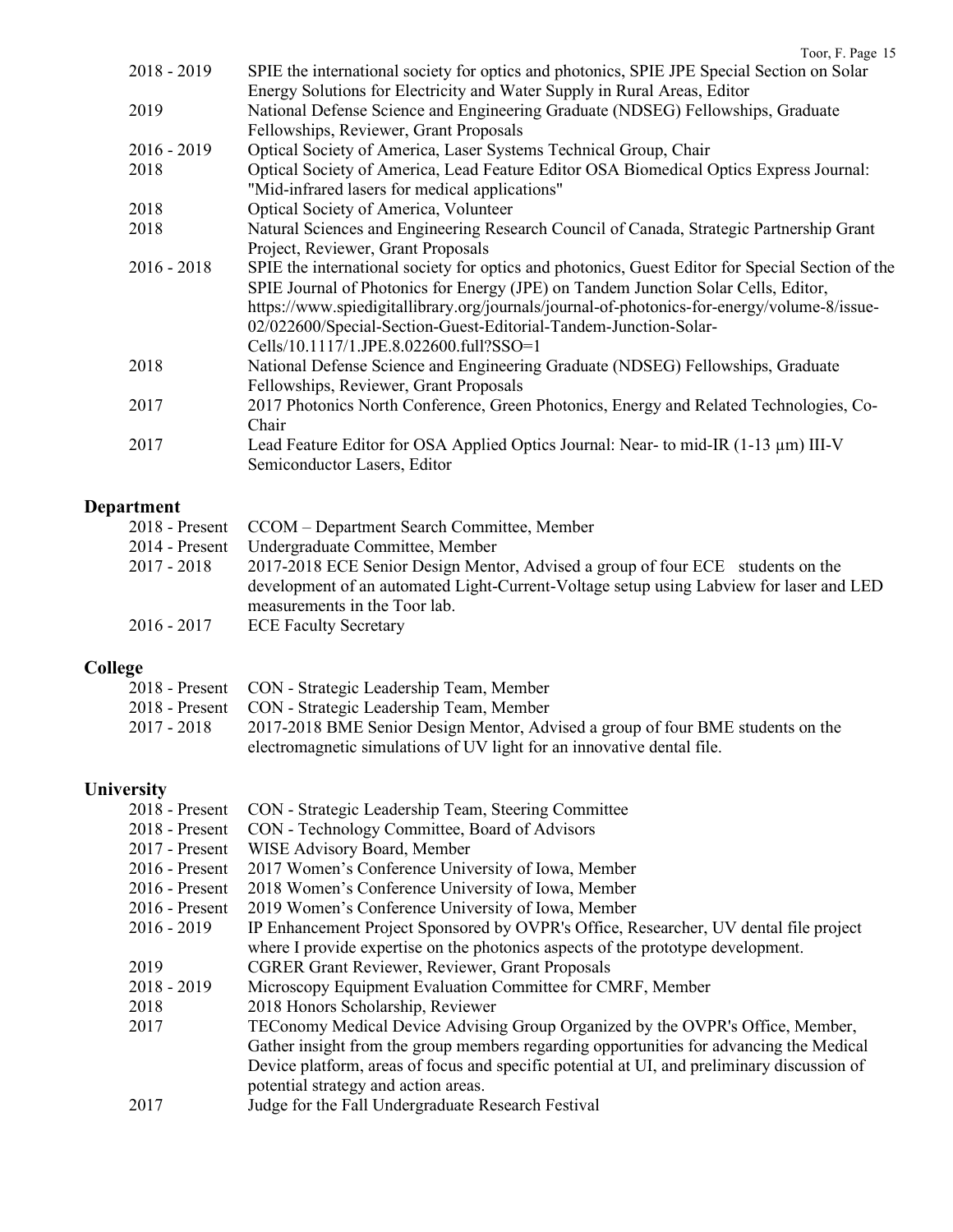2018 - 2019 SPIE the international society for optics and photonics, SPIE JPE Special Section on Solar Energy Solutions for Electricity and Water Supply in Rural Areas, Editor

2019 National Defense Science and Engineering Graduate (NDSEG) Fellowships, Graduate Fellowships, Reviewer, Grant Proposals

2016 - 2019 Optical Society of America, Laser Systems Technical Group, Chair

2018 Optical Society of America, Lead Feature Editor OSA Biomedical Optics Express Journal: "Mid-infrared lasers for medical applications"

2018 Optical Society of America, Volunteer

2018 Natural Sciences and Engineering Research Council of Canada, Strategic Partnership Grant Project, Reviewer, Grant Proposals

2016 - 2018 SPIE the international society for optics and photonics, Guest Editor for Special Section of the SPIE Journal of Photonics for Energy (JPE) on Tandem Junction Solar Cells, Editor, https://www.spiedigitallibrary.org/journals/journal-of-photonics-for-energy/volume-8/issue-02/022600/Special-Section-Guest-Editorial-Tandem-Junction-Solar-Cells/10.1117/1.JPE.8.022600.full?SSO=1

2018 National Defense Science and Engineering Graduate (NDSEG) Fellowships, Graduate Fellowships, Reviewer, Grant Proposals

2017 2017 Photonics North Conference, Green Photonics, Energy and Related Technologies, Co-Chair

2017 Lead Feature Editor for OSA Applied Optics Journal: Near- to mid-IR (1-13 μm) III-V Semiconductor Lasers, Editor

## Department

2018 - Present CCOM – Department Search Committee, Member

2014 - Present Undergraduate Committee, Member

2017 - 2018 2017-2018 ECE Senior Design Mentor, Advised a group of four ECE students on the development of an automated Light-Current-Voltage setup using Labview for laser and LED measurements in the Toor lab.

2016 - 2017 ECE Faculty Secretary

## College

2018 - Present CON - Strategic Leadership Team, Member

2018 - Present CON - Strategic Leadership Team, Member

2017 - 2018 2017-2018 BME Senior Design Mentor, Advised a group of four BME students on the electromagnetic simulations of UV light for an innovative dental file.

## University

2018 - Present CON - Strategic Leadership Team, Steering Committee

2018 - Present CON - Technology Committee, Board of Advisors

2017 - Present WISE Advisory Board, Member

2016 - Present 2017 Women's Conference University of Iowa, Member

2016 - Present 2018 Women's Conference University of Iowa, Member

2016 - Present 2019 Women's Conference University of Iowa, Member

2016 - 2019 IP Enhancement Project Sponsored by OVPR's Office, Researcher, UV dental file project where I provide expertise on the photonics aspects of the prototype development.

2019 CGRER Grant Reviewer, Reviewer, Grant Proposals

2018 - 2019 Microscopy Equipment Evaluation Committee for CMRF, Member

2018 2018 Honors Scholarship, Reviewer

2017 TEConomy Medical Device Advising Group Organized by the OVPR's Office, Member, Gather insight from the group members regarding opportunities for advancing the Medical Device platform, areas of focus and specific potential at UI, and preliminary discussion of potential strategy and action areas.

2017 Judge for the Fall Undergraduate Research Festival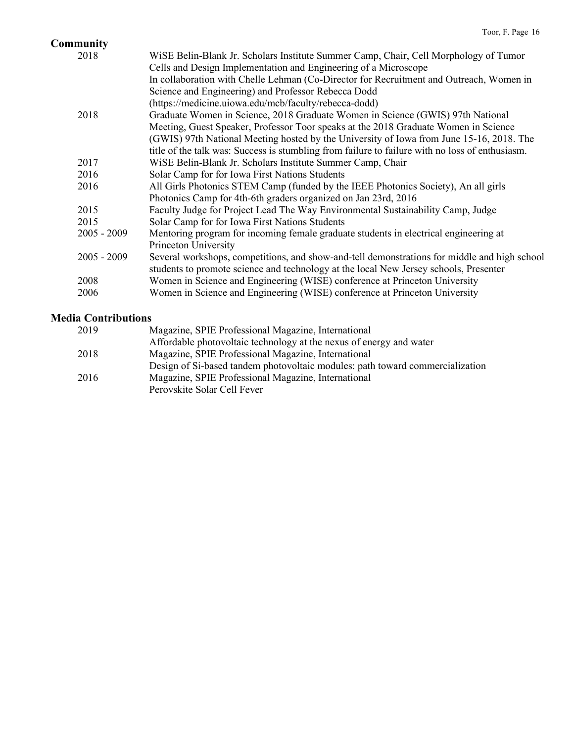## Community

| | |
|---|---|
| 2018 | WiSE Belin-Blank Jr. Scholars Institute Summer Camp, Chair, Cell Morphology of Tumor Cells and Design Implementation and Engineering of a Microscope<br>In collaboration with Chelle Lehman (Co-Director for Recruitment and Outreach, Women in Science and Engineering) and Professor Rebecca Dodd (https://medicine.uiowa.edu/mcb/faculty/rebecca-dodd) |
| 2018 | Graduate Women in Science, 2018 Graduate Women in Science (GWIS) 97th National Meeting, Guest Speaker, Professor Toor speaks at the 2018 Graduate Women in Science (GWIS) 97th National Meeting hosted by the University of Iowa from June 15-16, 2018. The title of the talk was: Success is stumbling from failure to failure with no loss of enthusiasm. |
| 2017 | WiSE Belin-Blank Jr. Scholars Institute Summer Camp, Chair |
| 2016 | Solar Camp for for Iowa First Nations Students |
| 2016 | All Girls Photonics STEM Camp (funded by the IEEE Photonics Society), An all girls Photonics Camp for 4th-6th graders organized on Jan 23rd, 2016 |
| 2015 | Faculty Judge for Project Lead The Way Environmental Sustainability Camp, Judge |
| 2015 | Solar Camp for for Iowa First Nations Students |
| 2005 - 2009 | Mentoring program for incoming female graduate students in electrical engineering at Princeton University |
| 2005 - 2009 | Several workshops, competitions, and show-and-tell demonstrations for middle and high school students to promote science and technology at the local New Jersey schools, Presenter |
| 2008 | Women in Science and Engineering (WISE) conference at Princeton University |
| 2006 | Women in Science and Engineering (WISE) conference at Princeton University |

## Media Contributions

| | |
|---|---|
| 2019 | Magazine, SPIE Professional Magazine, International<br>Affordable photovoltaic technology at the nexus of energy and water |
| 2018 | Magazine, SPIE Professional Magazine, International<br>Design of Si-based tandem photovoltaic modules: path toward commercialization |
| 2016 | Magazine, SPIE Professional Magazine, International<br>Perovskite Solar Cell Fever |